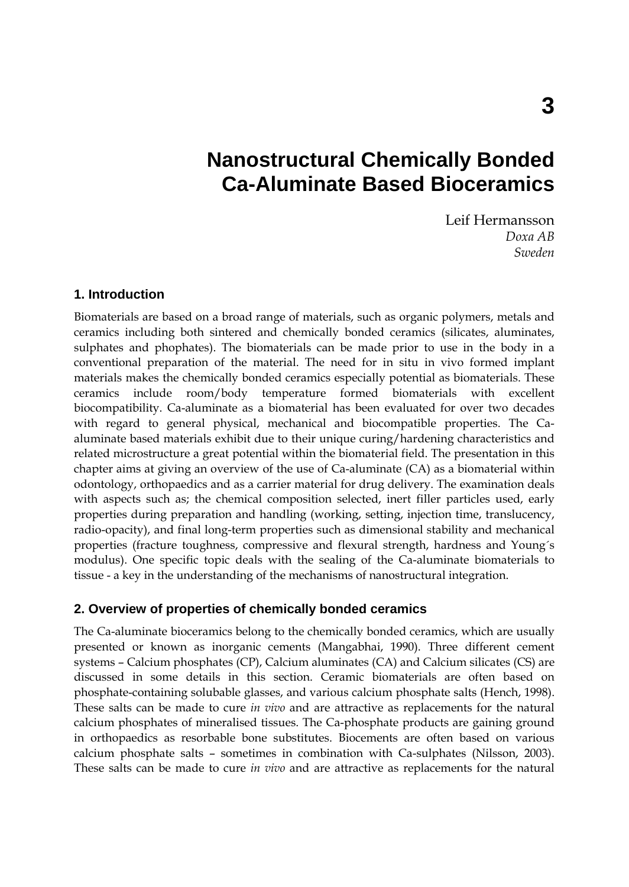# 3

# Nanostructural Chemically Bonded Ca-Aluminate Based Bioceramics

Leif Hermansson
*Doxa AB*
*Sweden*

## 1. Introduction

Biomaterials are based on a broad range of materials, such as organic polymers, metals and ceramics including both sintered and chemically bonded ceramics (silicates, aluminates, sulphates and phophates). The biomaterials can be made prior to use in the body in a conventional preparation of the material. The need for in situ in vivo formed implant materials makes the chemically bonded ceramics especially potential as biomaterials. These ceramics include room/body temperature formed biomaterials with excellent biocompatibility. Ca-aluminate as a biomaterial has been evaluated for over two decades with regard to general physical, mechanical and biocompatible properties. The Ca-aluminate based materials exhibit due to their unique curing/hardening characteristics and related microstructure a great potential within the biomaterial field. The presentation in this chapter aims at giving an overview of the use of Ca-aluminate (CA) as a biomaterial within odontology, orthopaedics and as a carrier material for drug delivery. The examination deals with aspects such as; the chemical composition selected, inert filler particles used, early properties during preparation and handling (working, setting, injection time, translucency, radio-opacity), and final long-term properties such as dimensional stability and mechanical properties (fracture toughness, compressive and flexural strength, hardness and Young´s modulus). One specific topic deals with the sealing of the Ca-aluminate biomaterials to tissue - a key in the understanding of the mechanisms of nanostructural integration.

## 2. Overview of properties of chemically bonded ceramics

The Ca-aluminate bioceramics belong to the chemically bonded ceramics, which are usually presented or known as inorganic cements (Mangabhai, 1990). Three different cement systems – Calcium phosphates (CP), Calcium aluminates (CA) and Calcium silicates (CS) are discussed in some details in this section. Ceramic biomaterials are often based on phosphate-containing solubable glasses, and various calcium phosphate salts (Hench, 1998). These salts can be made to cure *in vivo* and are attractive as replacements for the natural calcium phosphates of mineralised tissues. The Ca-phosphate products are gaining ground in orthopaedics as resorbable bone substitutes. Biocements are often based on various calcium phosphate salts – sometimes in combination with Ca-sulphates (Nilsson, 2003). These salts can be made to cure *in vivo* and are attractive as replacements for the natural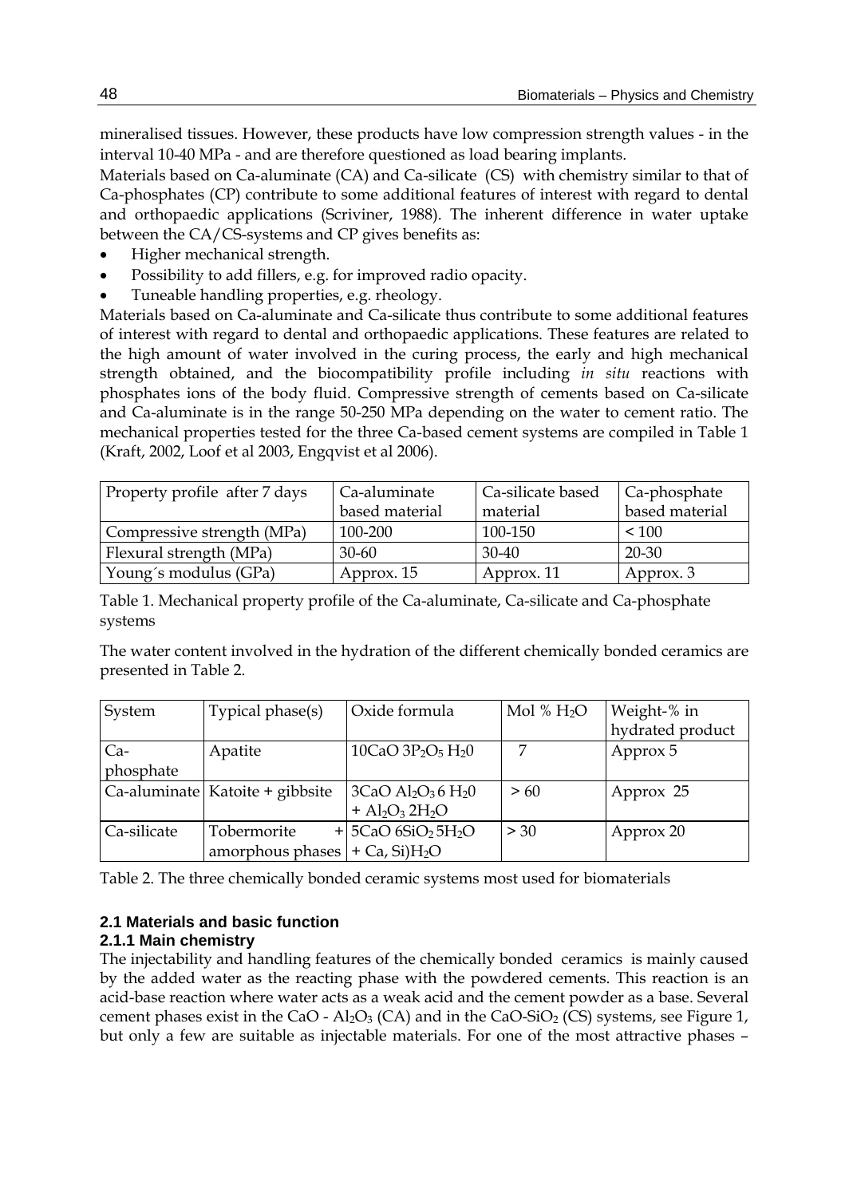mineralised tissues. However, these products have low compression strength values - in the interval 10-40 MPa - and are therefore questioned as load bearing implants.

Materials based on Ca-aluminate (CA) and Ca-silicate (CS) with chemistry similar to that of Ca-phosphates (CP) contribute to some additional features of interest with regard to dental and orthopaedic applications (Scriviner, 1988). The inherent difference in water uptake between the CA/CS-systems and CP gives benefits as:

- Higher mechanical strength.
- Possibility to add fillers, e.g. for improved radio opacity.
- Tuneable handling properties, e.g. rheology.

Materials based on Ca-aluminate and Ca-silicate thus contribute to some additional features of interest with regard to dental and orthopaedic applications. These features are related to the high amount of water involved in the curing process, the early and high mechanical strength obtained, and the biocompatibility profile including *in situ* reactions with phosphates ions of the body fluid. Compressive strength of cements based on Ca-silicate and Ca-aluminate is in the range 50-250 MPa depending on the water to cement ratio. The mechanical properties tested for the three Ca-based cement systems are compiled in Table 1 (Kraft, 2002, Loof et al 2003, Engqvist et al 2006).

| Property profile after 7 days | Ca-aluminate based material | Ca-silicate based material | Ca-phosphate based material |
|---|---|---|---|
| Compressive strength (MPa) | 100-200 | 100-150 | < 100 |
| Flexural strength (MPa) | 30-60 | 30-40 | 20-30 |
| Young´s modulus (GPa) | Approx. 15 | Approx. 11 | Approx. 3 |

Table 1. Mechanical property profile of the Ca-aluminate, Ca-silicate and Ca-phosphate systems

The water content involved in the hydration of the different chemically bonded ceramics are presented in Table 2.

| System | Typical phase(s) | Oxide formula | Mol % $H_2O$ | Weight-% in hydrated product |
|---|---|---|---|---|
| Ca-phosphate | Apatite | $10CaO\ 3P_2O_5\ H_20$ | 7 | Approx 5 |
| Ca-aluminate | Katoite + gibbsite | $3CaO\ Al_2O_3\ 6\ H_20$ + $Al_2O_3\ 2H_2O$ | > 60 | Approx 25 |
| Ca-silicate | Tobermorite + amorphous phases | $5CaO\ 6SiO_2\ 5H_2O$ + Ca, Si)$H_2O$ | > 30 | Approx 20 |

Table 2. The three chemically bonded ceramic systems most used for biomaterials

## 2.1 Materials and basic function

### 2.1.1 Main chemistry

The injectability and handling features of the chemically bonded ceramics is mainly caused by the added water as the reacting phase with the powdered cements. This reaction is an acid-base reaction where water acts as a weak acid and the cement powder as a base. Several cement phases exist in the CaO - $Al_2O_3$ (CA) and in the CaO-$SiO_2$ (CS) systems, see Figure 1, but only a few are suitable as injectable materials. For one of the most attractive phases –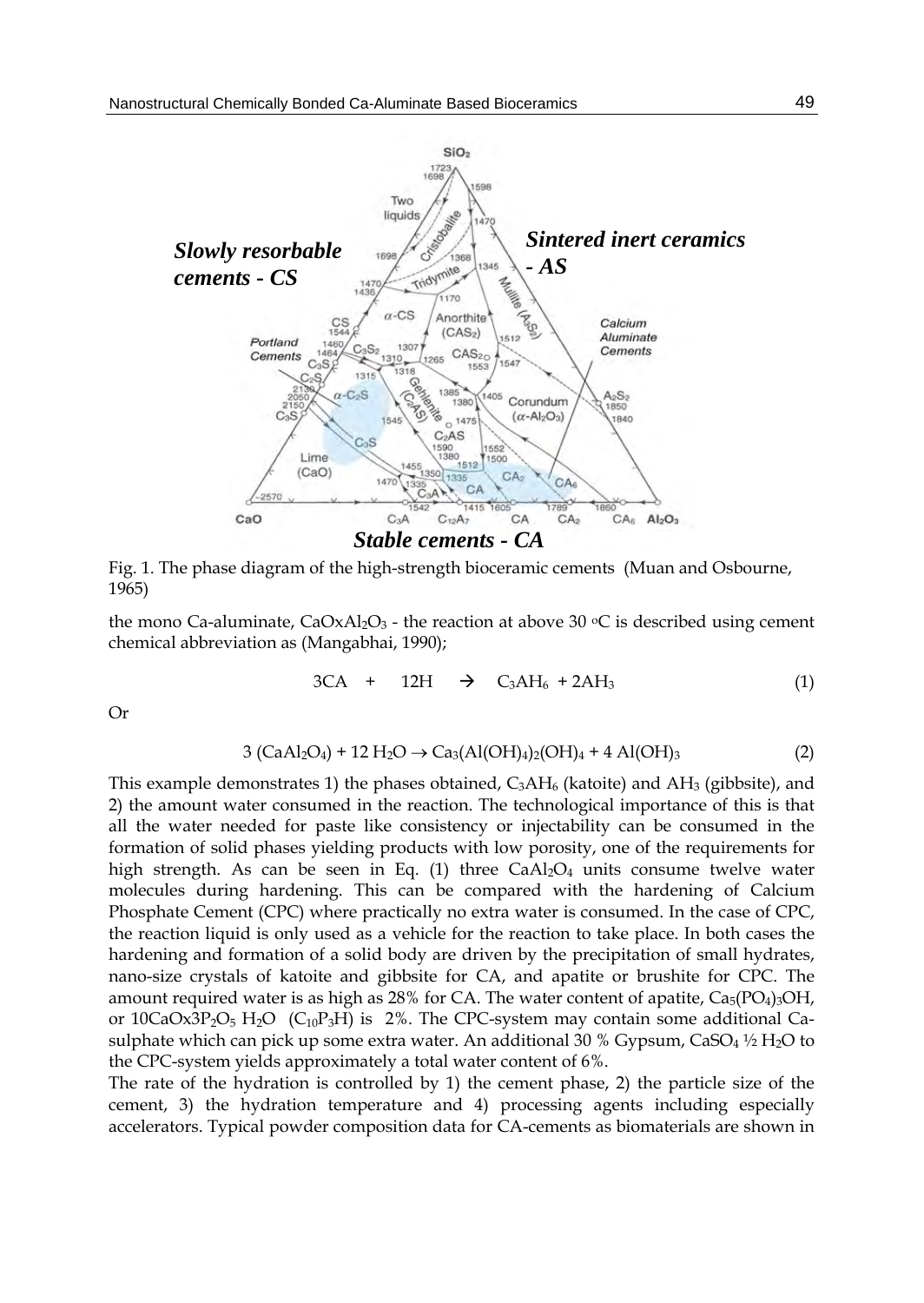Fig. 1. The phase diagram of the high-strength bioceramic cements (Muan and Osbourne, 1965)

the mono Ca-aluminate, $CaOxAl_2O_3$ - the reaction at above 30 °C is described using cement chemical abbreviation as (Mangabhai, 1990);

$$3CA \quad + \quad 12H \quad \rightarrow \quad C_3AH_6 \ + 2AH_3 \tag{1}$$

Or

$$3\ (CaAl_2O_4) + 12\ H_2O \rightarrow Ca_3(Al(OH)_4)_2(OH)_4 + 4\ Al(OH)_3 \tag{2}$$

This example demonstrates 1) the phases obtained, $C_3AH_6$ (katoite) and $AH_3$ (gibbsite), and 2) the amount water consumed in the reaction. The technological importance of this is that all the water needed for paste like consistency or injectability can be consumed in the formation of solid phases yielding products with low porosity, one of the requirements for high strength. As can be seen in Eq. (1) three $CaAl_2O_4$ units consume twelve water molecules during hardening. This can be compared with the hardening of Calcium Phosphate Cement (CPC) where practically no extra water is consumed. In the case of CPC, the reaction liquid is only used as a vehicle for the reaction to take place. In both cases the hardening and formation of a solid body are driven by the precipitation of small hydrates, nano-size crystals of katoite and gibbsite for CA, and apatite or brushite for CPC. The amount required water is as high as 28% for CA. The water content of apatite, $Ca_5(PO_4)_3OH$, or $10CaOx3P_2O_5\ H_2O$ ($C_{10}P_3H$) is 2%. The CPC-system may contain some additional Ca-sulphate which can pick up some extra water. An additional 30 % Gypsum, $CaSO_4\ ½\ H_2O$ to the CPC-system yields approximately a total water content of 6%.

The rate of the hydration is controlled by 1) the cement phase, 2) the particle size of the cement, 3) the hydration temperature and 4) processing agents including especially accelerators. Typical powder composition data for CA-cements as biomaterials are shown in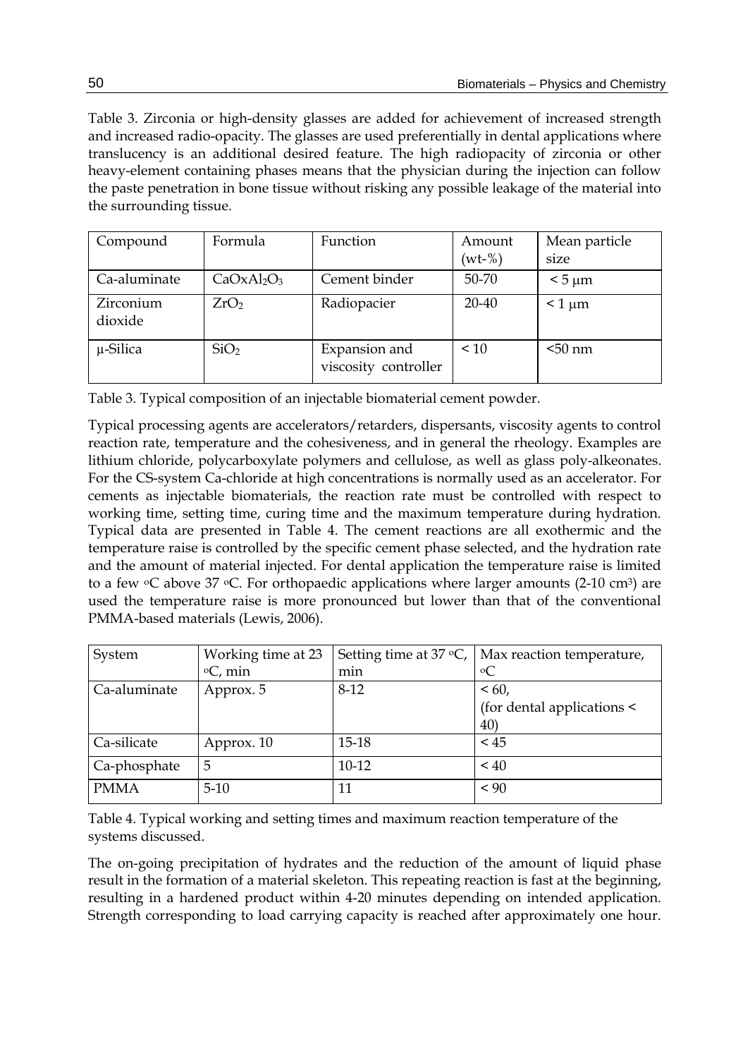Table 3. Zirconia or high-density glasses are added for achievement of increased strength and increased radio-opacity. The glasses are used preferentially in dental applications where translucency is an additional desired feature. The high radiopacity of zirconia or other heavy-element containing phases means that the physician during the injection can follow the paste penetration in bone tissue without risking any possible leakage of the material into the surrounding tissue.

| Compound | Formula | Function | Amount (wt-%) | Mean particle size |
|---|---|---|---|---|
| Ca-aluminate | $CaOxAl_2O_3$ | Cement binder | 50-70 | < 5 μm |
| Zirconium dioxide | $ZrO_2$ | Radiopacier | 20-40 | < 1 μm |
| μ-Silica | $SiO_2$ | Expansion and viscosity controller | < 10 | <50 nm |

Table 3. Typical composition of an injectable biomaterial cement powder.

Typical processing agents are accelerators/retarders, dispersants, viscosity agents to control reaction rate, temperature and the cohesiveness, and in general the rheology. Examples are lithium chloride, polycarboxylate polymers and cellulose, as well as glass poly-alkeonates. For the CS-system Ca-chloride at high concentrations is normally used as an accelerator. For cements as injectable biomaterials, the reaction rate must be controlled with respect to working time, setting time, curing time and the maximum temperature during hydration. Typical data are presented in Table 4. The cement reactions are all exothermic and the temperature raise is controlled by the specific cement phase selected, and the hydration rate and the amount of material injected. For dental application the temperature raise is limited to a few °C above 37 °C. For orthopaedic applications where larger amounts (2-10 cm³) are used the temperature raise is more pronounced but lower than that of the conventional PMMA-based materials (Lewis, 2006).

| System | Working time at 23 °C, min | Setting time at 37 °C, min | Max reaction temperature, °C |
|---|---|---|---|
| Ca-aluminate | Approx. 5 | 8-12 | < 60, (for dental applications < 40) |
| Ca-silicate | Approx. 10 | 15-18 | < 45 |
| Ca-phosphate | 5 | 10-12 | < 40 |
| PMMA | 5-10 | 11 | < 90 |

Table 4. Typical working and setting times and maximum reaction temperature of the systems discussed.

The on-going precipitation of hydrates and the reduction of the amount of liquid phase result in the formation of a material skeleton. This repeating reaction is fast at the beginning, resulting in a hardened product within 4-20 minutes depending on intended application. Strength corresponding to load carrying capacity is reached after approximately one hour.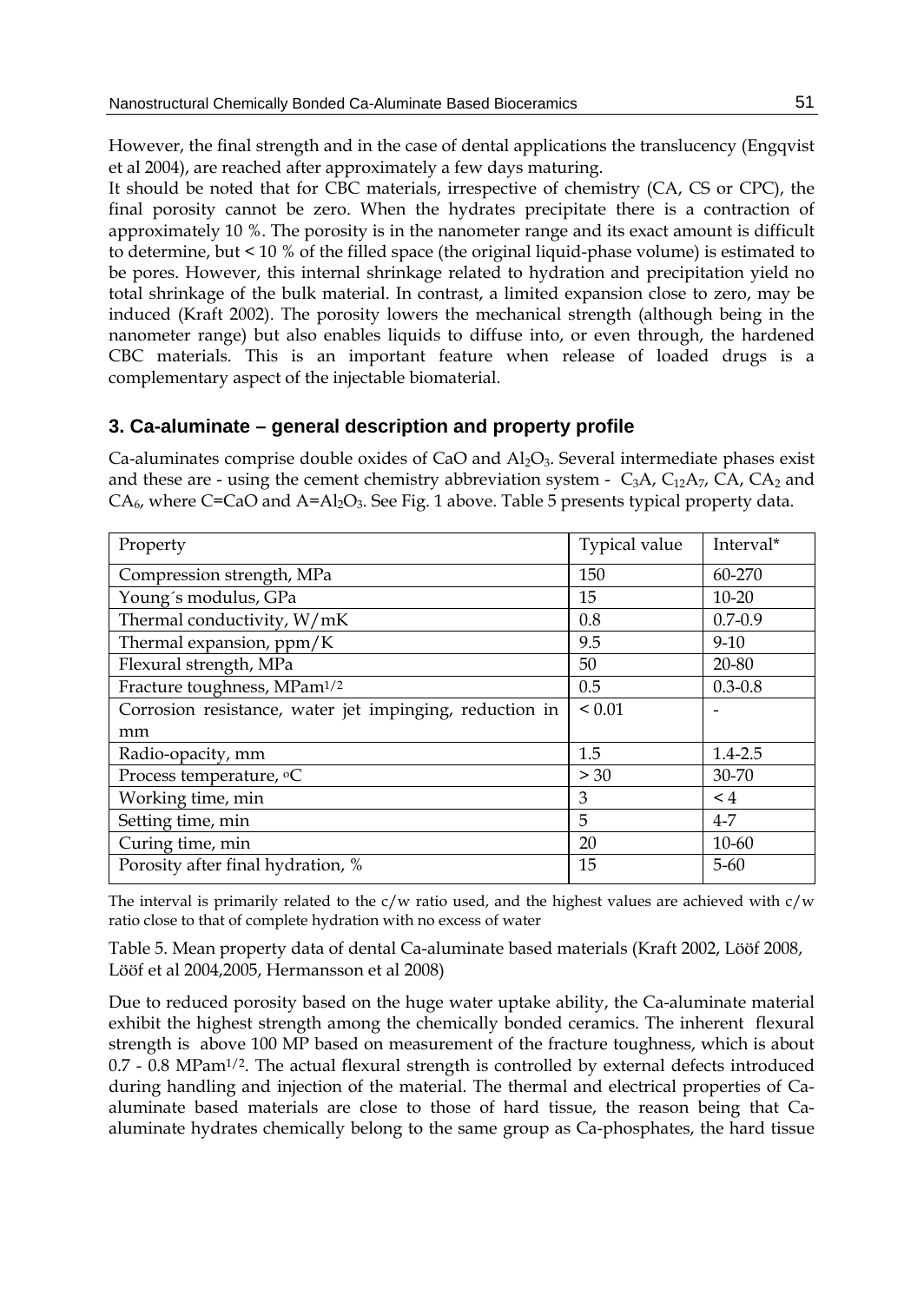However, the final strength and in the case of dental applications the translucency (Engqvist et al 2004), are reached after approximately a few days maturing.

It should be noted that for CBC materials, irrespective of chemistry (CA, CS or CPC), the final porosity cannot be zero. When the hydrates precipitate there is a contraction of approximately 10 %. The porosity is in the nanometer range and its exact amount is difficult to determine, but < 10 % of the filled space (the original liquid-phase volume) is estimated to be pores. However, this internal shrinkage related to hydration and precipitation yield no total shrinkage of the bulk material. In contrast, a limited expansion close to zero, may be induced (Kraft 2002). The porosity lowers the mechanical strength (although being in the nanometer range) but also enables liquids to diffuse into, or even through, the hardened CBC materials. This is an important feature when release of loaded drugs is a complementary aspect of the injectable biomaterial.

## 3. Ca-aluminate – general description and property profile

Ca-aluminates comprise double oxides of CaO and $Al_2O_3$. Several intermediate phases exist and these are - using the cement chemistry abbreviation system - $C_3A$, $C_{12}A_7$, CA, $CA_2$ and $CA_6$, where C=CaO and A=$Al_2O_3$. See Fig. 1 above. Table 5 presents typical property data.

| Property | Typical value | Interval* |
|---|---|---|
| Compression strength, MPa | 150 | 60-270 |
| Young´s modulus, GPa | 15 | 10-20 |
| Thermal conductivity, W/mK | 0.8 | 0.7-0.9 |
| Thermal expansion, ppm/K | 9.5 | 9-10 |
| Flexural strength, MPa | 50 | 20-80 |
| Fracture toughness, $MPam^{1/2}$ | 0.5 | 0.3-0.8 |
| Corrosion resistance, water jet impinging, reduction in mm | < 0.01 | - |
| Radio-opacity, mm | 1.5 | 1.4-2.5 |
| Process temperature, °C | > 30 | 30-70 |
| Working time, min | 3 | < 4 |
| Setting time, min | 5 | 4-7 |
| Curing time, min | 20 | 10-60 |
| Porosity after final hydration, % | 15 | 5-60 |

The interval is primarily related to the c/w ratio used, and the highest values are achieved with c/w ratio close to that of complete hydration with no excess of water

Table 5. Mean property data of dental Ca-aluminate based materials (Kraft 2002, Lööf 2008, Lööf et al 2004,2005, Hermansson et al 2008)

Due to reduced porosity based on the huge water uptake ability, the Ca-aluminate material exhibit the highest strength among the chemically bonded ceramics. The inherent flexural strength is above 100 MP based on measurement of the fracture toughness, which is about 0.7 - 0.8 $MPam^{1/2}$. The actual flexural strength is controlled by external defects introduced during handling and injection of the material. The thermal and electrical properties of Ca-aluminate based materials are close to those of hard tissue, the reason being that Ca-aluminate hydrates chemically belong to the same group as Ca-phosphates, the hard tissue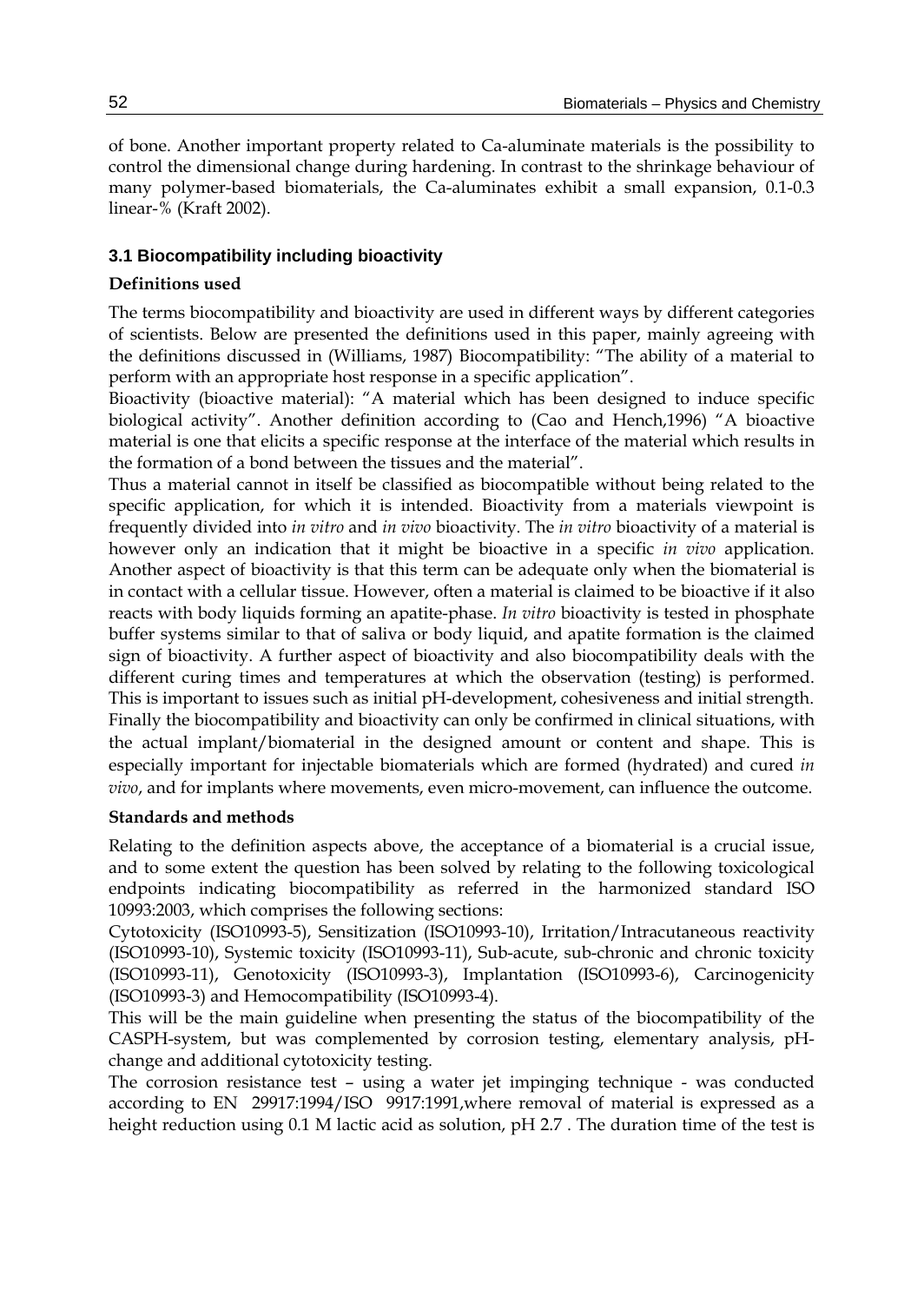of bone. Another important property related to Ca-aluminate materials is the possibility to control the dimensional change during hardening. In contrast to the shrinkage behaviour of many polymer-based biomaterials, the Ca-aluminates exhibit a small expansion, 0.1-0.3 linear-% (Kraft 2002).

### 3.1 Biocompatibility including bioactivity

**Definitions used**

The terms biocompatibility and bioactivity are used in different ways by different categories of scientists. Below are presented the definitions used in this paper, mainly agreeing with the definitions discussed in (Williams, 1987) Biocompatibility: "The ability of a material to perform with an appropriate host response in a specific application".

Bioactivity (bioactive material): "A material which has been designed to induce specific biological activity". Another definition according to (Cao and Hench,1996) "A bioactive material is one that elicits a specific response at the interface of the material which results in the formation of a bond between the tissues and the material".

Thus a material cannot in itself be classified as biocompatible without being related to the specific application, for which it is intended. Bioactivity from a materials viewpoint is frequently divided into *in vitro* and *in vivo* bioactivity. The *in vitro* bioactivity of a material is however only an indication that it might be bioactive in a specific *in vivo* application. Another aspect of bioactivity is that this term can be adequate only when the biomaterial is in contact with a cellular tissue. However, often a material is claimed to be bioactive if it also reacts with body liquids forming an apatite-phase. *In vitro* bioactivity is tested in phosphate buffer systems similar to that of saliva or body liquid, and apatite formation is the claimed sign of bioactivity. A further aspect of bioactivity and also biocompatibility deals with the different curing times and temperatures at which the observation (testing) is performed. This is important to issues such as initial pH-development, cohesiveness and initial strength. Finally the biocompatibility and bioactivity can only be confirmed in clinical situations, with the actual implant/biomaterial in the designed amount or content and shape. This is especially important for injectable biomaterials which are formed (hydrated) and cured *in vivo*, and for implants where movements, even micro-movement, can influence the outcome.

**Standards and methods**

Relating to the definition aspects above, the acceptance of a biomaterial is a crucial issue, and to some extent the question has been solved by relating to the following toxicological endpoints indicating biocompatibility as referred in the harmonized standard ISO 10993:2003, which comprises the following sections:

Cytotoxicity (ISO10993-5), Sensitization (ISO10993-10), Irritation/Intracutaneous reactivity (ISO10993-10), Systemic toxicity (ISO10993-11), Sub-acute, sub-chronic and chronic toxicity (ISO10993-11), Genotoxicity (ISO10993-3), Implantation (ISO10993-6), Carcinogenicity (ISO10993-3) and Hemocompatibility (ISO10993-4).

This will be the main guideline when presenting the status of the biocompatibility of the CASPH-system, but was complemented by corrosion testing, elementary analysis, pH-change and additional cytotoxicity testing.

The corrosion resistance test – using a water jet impinging technique - was conducted according to EN 29917:1994/ISO 9917:1991,where removal of material is expressed as a height reduction using 0.1 M lactic acid as solution, pH 2.7 . The duration time of the test is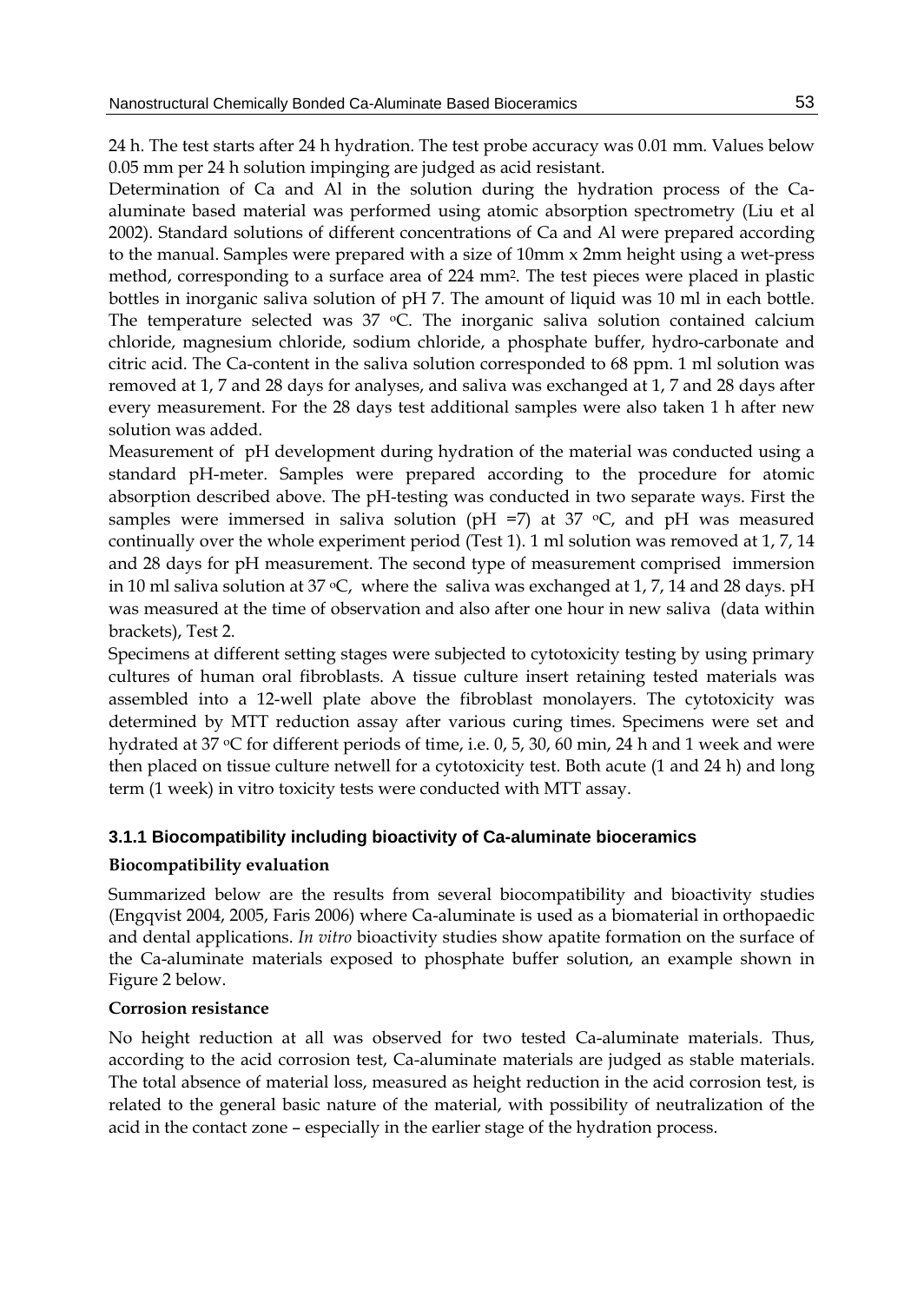24 h. The test starts after 24 h hydration. The test probe accuracy was 0.01 mm. Values below 0.05 mm per 24 h solution impinging are judged as acid resistant.

Determination of Ca and Al in the solution during the hydration process of the Ca-aluminate based material was performed using atomic absorption spectrometry (Liu et al 2002). Standard solutions of different concentrations of Ca and Al were prepared according to the manual. Samples were prepared with a size of 10mm x 2mm height using a wet-press method, corresponding to a surface area of 224 $mm^2$. The test pieces were placed in plastic bottles in inorganic saliva solution of pH 7. The amount of liquid was 10 ml in each bottle. The temperature selected was 37 °C. The inorganic saliva solution contained calcium chloride, magnesium chloride, sodium chloride, a phosphate buffer, hydro-carbonate and citric acid. The Ca-content in the saliva solution corresponded to 68 ppm. 1 ml solution was removed at 1, 7 and 28 days for analyses, and saliva was exchanged at 1, 7 and 28 days after every measurement. For the 28 days test additional samples were also taken 1 h after new solution was added.

Measurement of pH development during hydration of the material was conducted using a standard pH-meter. Samples were prepared according to the procedure for atomic absorption described above. The pH-testing was conducted in two separate ways. First the samples were immersed in saliva solution (pH =7) at 37 °C, and pH was measured continually over the whole experiment period (Test 1). 1 ml solution was removed at 1, 7, 14 and 28 days for pH measurement. The second type of measurement comprised immersion in 10 ml saliva solution at 37 °C, where the saliva was exchanged at 1, 7, 14 and 28 days. pH was measured at the time of observation and also after one hour in new saliva (data within brackets), Test 2.

Specimens at different setting stages were subjected to cytotoxicity testing by using primary cultures of human oral fibroblasts. A tissue culture insert retaining tested materials was assembled into a 12-well plate above the fibroblast monolayers. The cytotoxicity was determined by MTT reduction assay after various curing times. Specimens were set and hydrated at 37 °C for different periods of time, i.e. 0, 5, 30, 60 min, 24 h and 1 week and were then placed on tissue culture netwell for a cytotoxicity test. Both acute (1 and 24 h) and long term (1 week) in vitro toxicity tests were conducted with MTT assay.

### 3.1.1 Biocompatibility including bioactivity of Ca-aluminate bioceramics

**Biocompatibility evaluation**

Summarized below are the results from several biocompatibility and bioactivity studies (Engqvist 2004, 2005, Faris 2006) where Ca-aluminate is used as a biomaterial in orthopaedic and dental applications. *In vitro* bioactivity studies show apatite formation on the surface of the Ca-aluminate materials exposed to phosphate buffer solution, an example shown in Figure 2 below.

**Corrosion resistance**

No height reduction at all was observed for two tested Ca-aluminate materials. Thus, according to the acid corrosion test, Ca-aluminate materials are judged as stable materials. The total absence of material loss, measured as height reduction in the acid corrosion test, is related to the general basic nature of the material, with possibility of neutralization of the acid in the contact zone – especially in the earlier stage of the hydration process.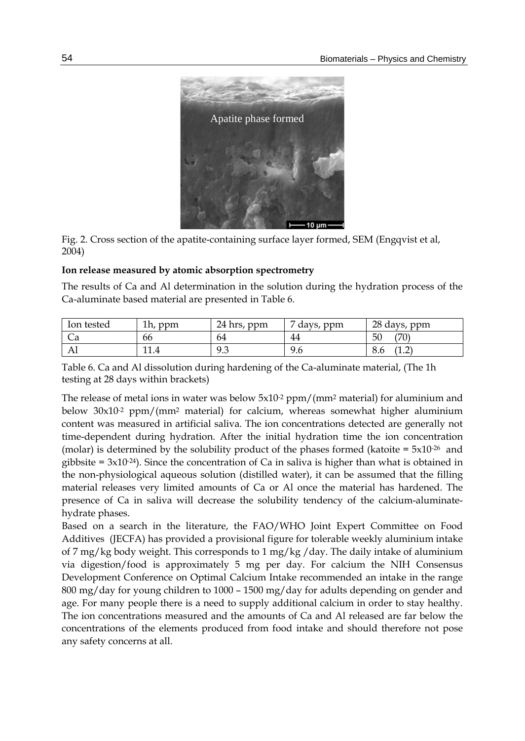Fig. 2. Cross section of the apatite-containing surface layer formed, SEM (Engqvist et al, 2004)

**Ion release measured by atomic absorption spectrometry**

The results of Ca and Al determination in the solution during the hydration process of the Ca-aluminate based material are presented in Table 6.

| Ion tested | 1h, ppm | 24 hrs, ppm | 7 days, ppm | 28 days, ppm |
|---|---|---|---|---|
| Ca | 66 | 64 | 44 | 50 (70) |
| Al | 11.4 | 9.3 | 9.6 | 8.6 (1.2) |

Table 6. Ca and Al dissolution during hardening of the Ca-aluminate material, (The 1h testing at 28 days within brackets)

The release of metal ions in water was below $5x10^{-2}$ ppm/(mm$^2$ material) for aluminium and below $30x10^{-2}$ ppm/(mm$^2$ material) for calcium, whereas somewhat higher aluminium content was measured in artificial saliva. The ion concentrations detected are generally not time-dependent during hydration. After the initial hydration time the ion concentration (molar) is determined by the solubility product of the phases formed (katoite = $5x10^{-26}$ and gibbsite = $3x10^{-24}$). Since the concentration of Ca in saliva is higher than what is obtained in the non-physiological aqueous solution (distilled water), it can be assumed that the filling material releases very limited amounts of Ca or Al once the material has hardened. The presence of Ca in saliva will decrease the solubility tendency of the calcium-aluminate-hydrate phases.

Based on a search in the literature, the FAO/WHO Joint Expert Committee on Food Additives (JECFA) has provided a provisional figure for tolerable weekly aluminium intake of 7 mg/kg body weight. This corresponds to 1 mg/kg /day. The daily intake of aluminium via digestion/food is approximately 5 mg per day. For calcium the NIH Consensus Development Conference on Optimal Calcium Intake recommended an intake in the range 800 mg/day for young children to 1000 – 1500 mg/day for adults depending on gender and age. For many people there is a need to supply additional calcium in order to stay healthy. The ion concentrations measured and the amounts of Ca and Al released are far below the concentrations of the elements produced from food intake and should therefore not pose any safety concerns at all.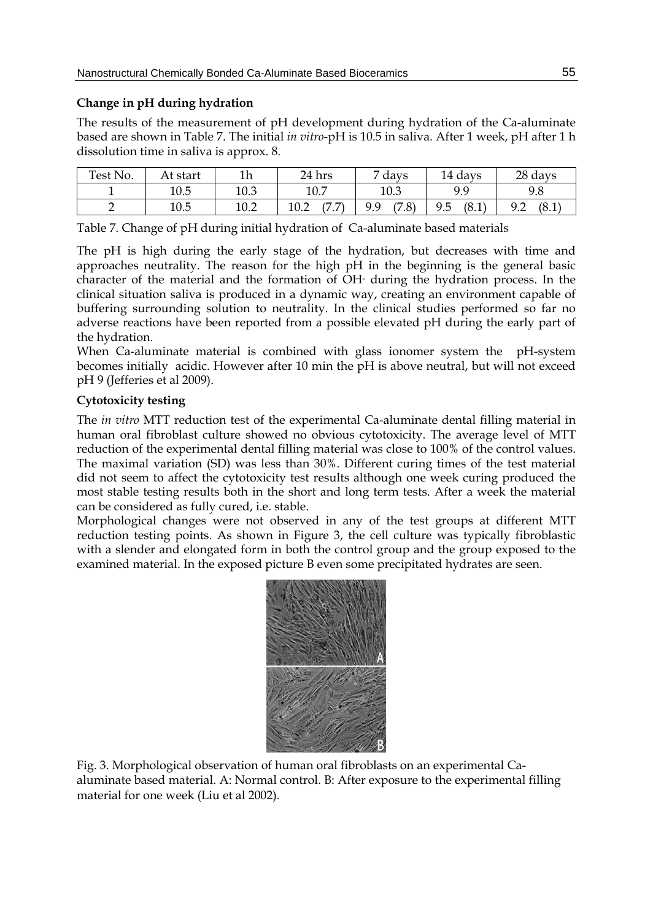**Change in pH during hydration**

The results of the measurement of pH development during hydration of the Ca-aluminate based are shown in Table 7. The initial *in vitro*-pH is 10.5 in saliva. After 1 week, pH after 1 h dissolution time in saliva is approx. 8.

| Test No. | At start | 1h | 24 hrs | 7 days | 14 days | 28 days |
|---|---|---|---|---|---|---|
| 1 | 10.5 | 10.3 | 10.7 | 10.3 | 9.9 | 9.8 |
| 2 | 10.5 | 10.2 | 10.2 (7.7) | 9.9 (7.8) | 9.5 (8.1) | 9.2 (8.1) |

Table 7. Change of pH during initial hydration of Ca-aluminate based materials

The pH is high during the early stage of the hydration, but decreases with time and approaches neutrality. The reason for the high pH in the beginning is the general basic character of the material and the formation of $OH^-$ during the hydration process. In the clinical situation saliva is produced in a dynamic way, creating an environment capable of buffering surrounding solution to neutrality. In the clinical studies performed so far no adverse reactions have been reported from a possible elevated pH during the early part of the hydration.

When Ca-aluminate material is combined with glass ionomer system the pH-system becomes initially acidic. However after 10 min the pH is above neutral, but will not exceed pH 9 (Jefferies et al 2009).

**Cytotoxicity testing**

The *in vitro* MTT reduction test of the experimental Ca-aluminate dental filling material in human oral fibroblast culture showed no obvious cytotoxicity. The average level of MTT reduction of the experimental dental filling material was close to 100% of the control values. The maximal variation (SD) was less than 30%. Different curing times of the test material did not seem to affect the cytotoxicity test results although one week curing produced the most stable testing results both in the short and long term tests. After a week the material can be considered as fully cured, i.e. stable.

Morphological changes were not observed in any of the test groups at different MTT reduction testing points. As shown in Figure 3, the cell culture was typically fibroblastic with a slender and elongated form in both the control group and the group exposed to the examined material. In the exposed picture B even some precipitated hydrates are seen.

Fig. 3. Morphological observation of human oral fibroblasts on an experimental Ca-aluminate based material. A: Normal control. B: After exposure to the experimental filling material for one week (Liu et al 2002).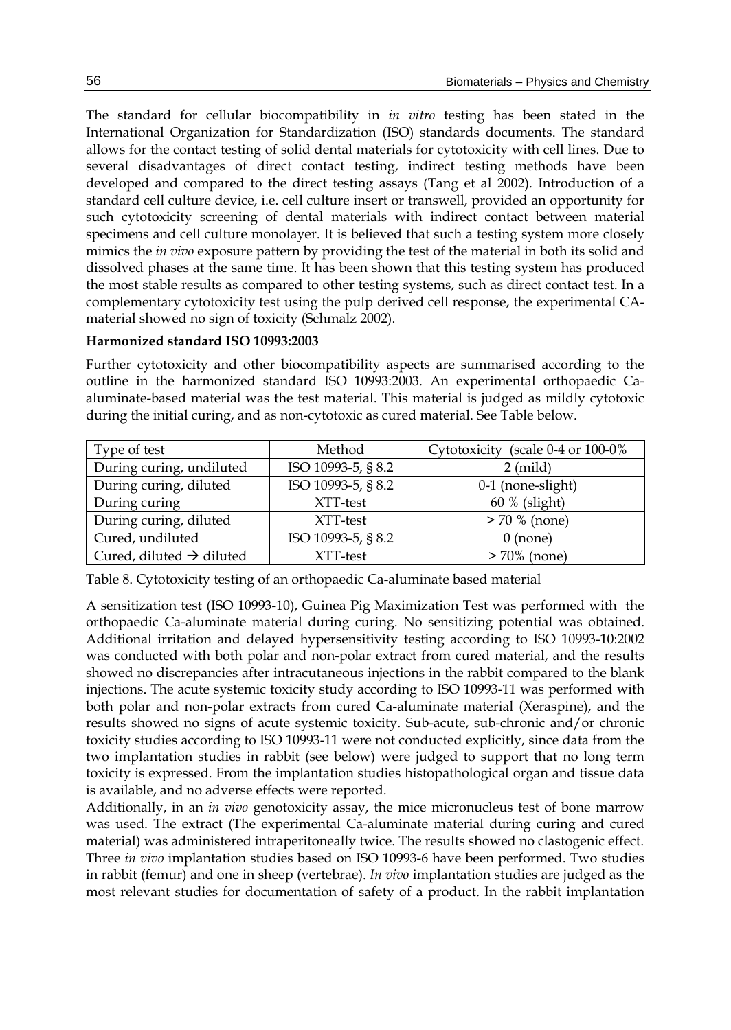The standard for cellular biocompatibility in *in vitro* testing has been stated in the International Organization for Standardization (ISO) standards documents. The standard allows for the contact testing of solid dental materials for cytotoxicity with cell lines. Due to several disadvantages of direct contact testing, indirect testing methods have been developed and compared to the direct testing assays (Tang et al 2002). Introduction of a standard cell culture device, i.e. cell culture insert or transwell, provided an opportunity for such cytotoxicity screening of dental materials with indirect contact between material specimens and cell culture monolayer. It is believed that such a testing system more closely mimics the *in vivo* exposure pattern by providing the test of the material in both its solid and dissolved phases at the same time. It has been shown that this testing system has produced the most stable results as compared to other testing systems, such as direct contact test. In a complementary cytotoxicity test using the pulp derived cell response, the experimental CA-material showed no sign of toxicity (Schmalz 2002).

**Harmonized standard ISO 10993:2003**

Further cytotoxicity and other biocompatibility aspects are summarised according to the outline in the harmonized standard ISO 10993:2003. An experimental orthopaedic Ca-aluminate-based material was the test material. This material is judged as mildly cytotoxic during the initial curing, and as non-cytotoxic as cured material. See Table below.

| Type of test | Method | Cytotoxicity (scale 0-4 or 100-0% |
|---|---|---|
| During curing, undiluted | ISO 10993-5, § 8.2 | 2 (mild) |
| During curing, diluted | ISO 10993-5, § 8.2 | 0-1 (none-slight) |
| During curing | XTT-test | 60 % (slight) |
| During curing, diluted | XTT-test | > 70 % (none) |
| Cured, undiluted | ISO 10993-5, § 8.2 | 0 (none) |
| Cured, diluted → diluted | XTT-test | > 70% (none) |

Table 8. Cytotoxicity testing of an orthopaedic Ca-aluminate based material

A sensitization test (ISO 10993-10), Guinea Pig Maximization Test was performed with the orthopaedic Ca-aluminate material during curing. No sensitizing potential was obtained. Additional irritation and delayed hypersensitivity testing according to ISO 10993-10:2002 was conducted with both polar and non-polar extract from cured material, and the results showed no discrepancies after intracutaneous injections in the rabbit compared to the blank injections. The acute systemic toxicity study according to ISO 10993-11 was performed with both polar and non-polar extracts from cured Ca-aluminate material (Xeraspine), and the results showed no signs of acute systemic toxicity. Sub-acute, sub-chronic and/or chronic toxicity studies according to ISO 10993-11 were not conducted explicitly, since data from the two implantation studies in rabbit (see below) were judged to support that no long term toxicity is expressed. From the implantation studies histopathological organ and tissue data is available, and no adverse effects were reported.

Additionally, in an *in vivo* genotoxicity assay, the mice micronucleus test of bone marrow was used. The extract (The experimental Ca-aluminate material during curing and cured material) was administered intraperitoneally twice. The results showed no clastogenic effect. Three *in vivo* implantation studies based on ISO 10993-6 have been performed. Two studies in rabbit (femur) and one in sheep (vertebrae). *In vivo* implantation studies are judged as the most relevant studies for documentation of safety of a product. In the rabbit implantation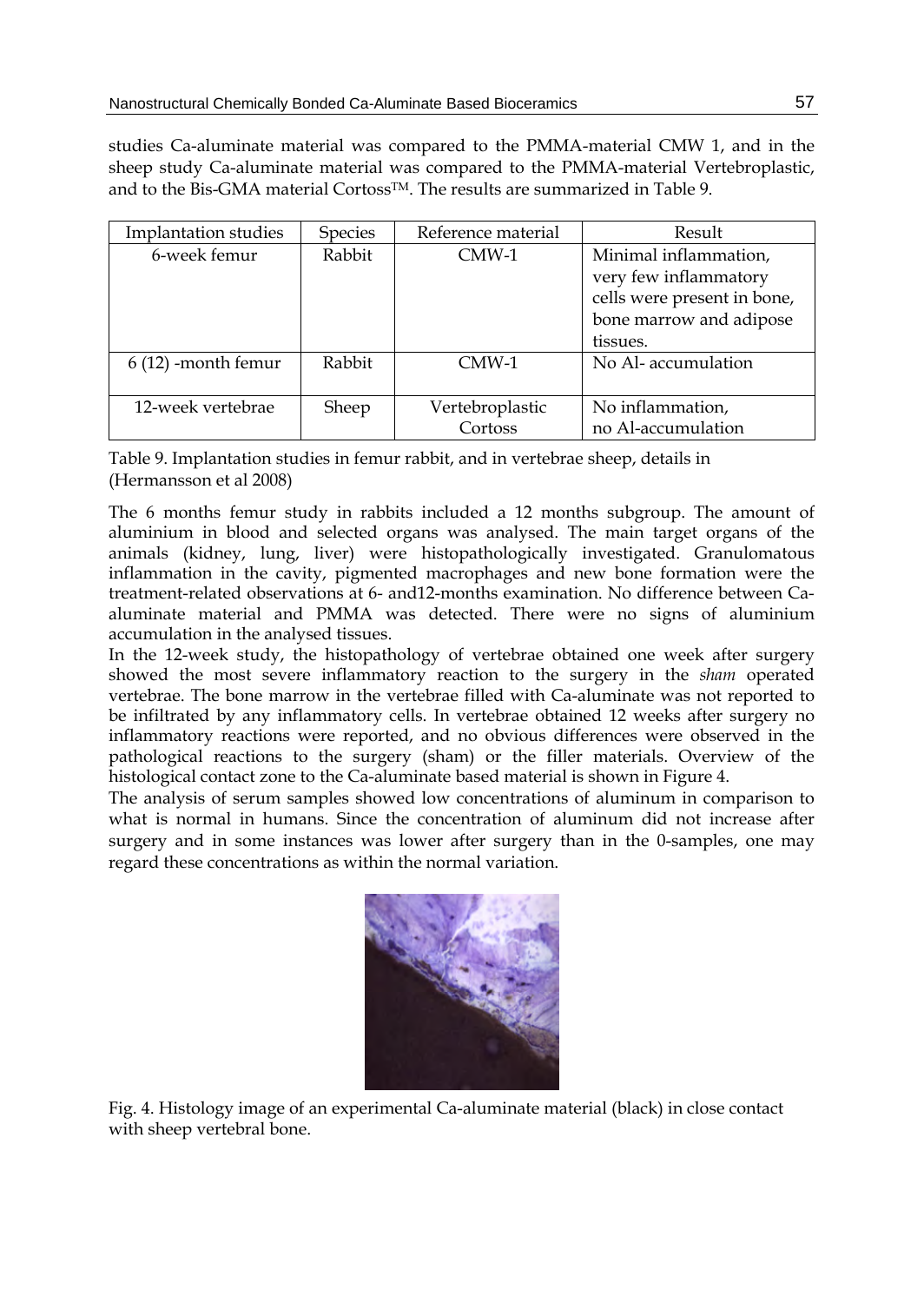studies Ca-aluminate material was compared to the PMMA-material CMW 1, and in the sheep study Ca-aluminate material was compared to the PMMA-material Vertebroplastic, and to the Bis-GMA material Cortoss™. The results are summarized in Table 9.

| Implantation studies | Species | Reference material | Result |
|---|---|---|---|
| 6-week femur | Rabbit | CMW-1 | Minimal inflammation, very few inflammatory cells were present in bone, bone marrow and adipose tissues. |
| 6 (12) -month femur | Rabbit | CMW-1 | No Al- accumulation |
| 12-week vertebrae | Sheep | Vertebroplastic Cortoss | No inflammation, no Al-accumulation |

Table 9. Implantation studies in femur rabbit, and in vertebrae sheep, details in (Hermansson et al 2008)

The 6 months femur study in rabbits included a 12 months subgroup. The amount of aluminium in blood and selected organs was analysed. The main target organs of the animals (kidney, lung, liver) were histopathologically investigated. Granulomatous inflammation in the cavity, pigmented macrophages and new bone formation were the treatment-related observations at 6- and12-months examination. No difference between Ca-aluminate material and PMMA was detected. There were no signs of aluminium accumulation in the analysed tissues.

In the 12-week study, the histopathology of vertebrae obtained one week after surgery showed the most severe inflammatory reaction to the surgery in the *sham* operated vertebrae. The bone marrow in the vertebrae filled with Ca-aluminate was not reported to be infiltrated by any inflammatory cells. In vertebrae obtained 12 weeks after surgery no inflammatory reactions were reported, and no obvious differences were observed in the pathological reactions to the surgery (sham) or the filler materials. Overview of the histological contact zone to the Ca-aluminate based material is shown in Figure 4.

The analysis of serum samples showed low concentrations of aluminum in comparison to what is normal in humans. Since the concentration of aluminum did not increase after surgery and in some instances was lower after surgery than in the 0-samples, one may regard these concentrations as within the normal variation.

Fig. 4. Histology image of an experimental Ca-aluminate material (black) in close contact with sheep vertebral bone.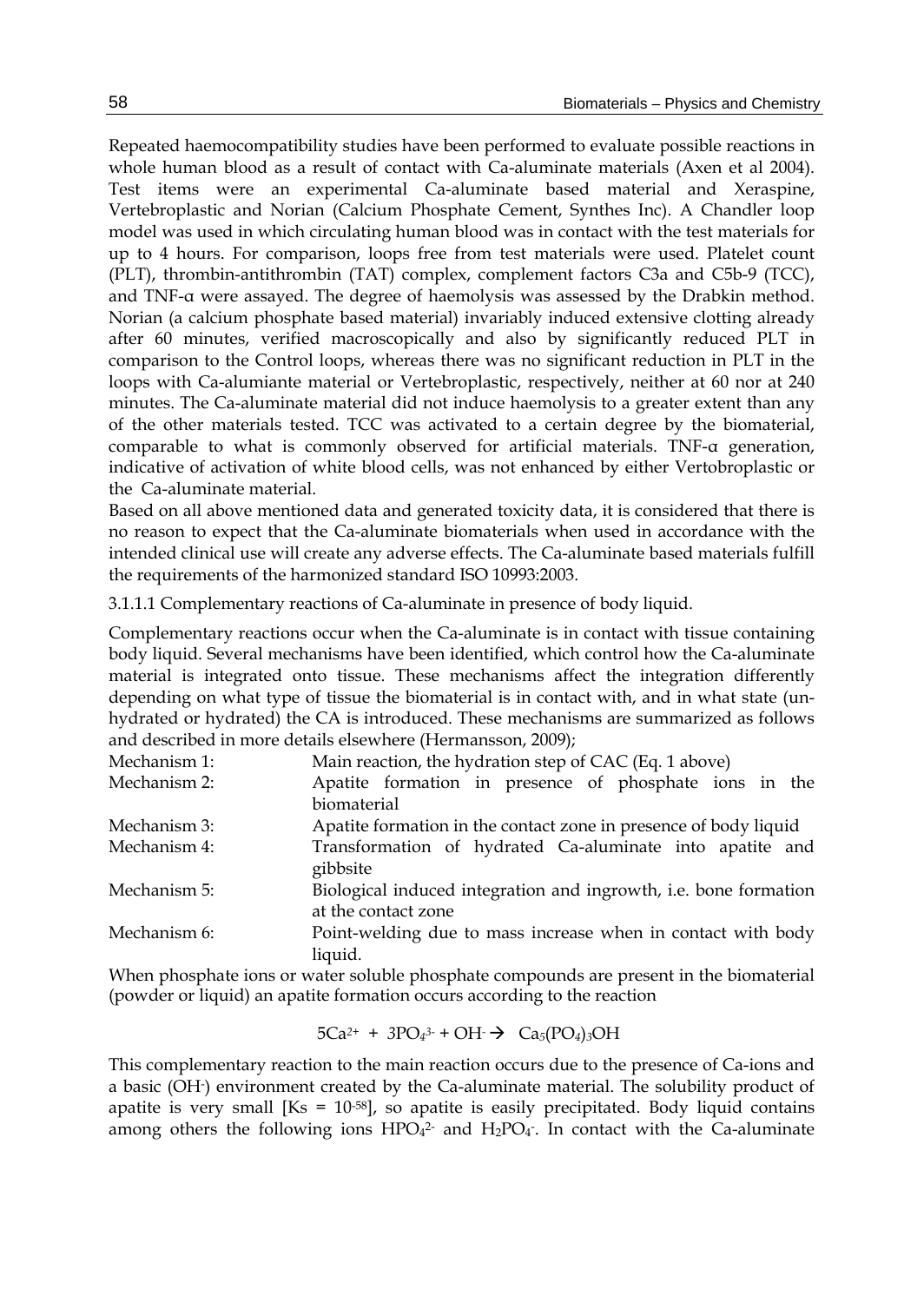Repeated haemocompatibility studies have been performed to evaluate possible reactions in whole human blood as a result of contact with Ca-aluminate materials (Axen et al 2004). Test items were an experimental Ca-aluminate based material and Xeraspine, Vertebroplastic and Norian (Calcium Phosphate Cement, Synthes Inc). A Chandler loop model was used in which circulating human blood was in contact with the test materials for up to 4 hours. For comparison, loops free from test materials were used. Platelet count (PLT), thrombin-antithrombin (TAT) complex, complement factors C3a and C5b-9 (TCC), and TNF-α were assayed. The degree of haemolysis was assessed by the Drabkin method. Norian (a calcium phosphate based material) invariably induced extensive clotting already after 60 minutes, verified macroscopically and also by significantly reduced PLT in comparison to the Control loops, whereas there was no significant reduction in PLT in the loops with Ca-alumiante material or Vertebroplastic, respectively, neither at 60 nor at 240 minutes. The Ca-aluminate material did not induce haemolysis to a greater extent than any of the other materials tested. TCC was activated to a certain degree by the biomaterial, comparable to what is commonly observed for artificial materials. TNF-α generation, indicative of activation of white blood cells, was not enhanced by either Vertobroplastic or the Ca-aluminate material.

Based on all above mentioned data and generated toxicity data, it is considered that there is no reason to expect that the Ca-aluminate biomaterials when used in accordance with the intended clinical use will create any adverse effects. The Ca-aluminate based materials fulfill the requirements of the harmonized standard ISO 10993:2003.

3.1.1.1 Complementary reactions of Ca-aluminate in presence of body liquid.

Complementary reactions occur when the Ca-aluminate is in contact with tissue containing body liquid. Several mechanisms have been identified, which control how the Ca-aluminate material is integrated onto tissue. These mechanisms affect the integration differently depending on what type of tissue the biomaterial is in contact with, and in what state (un-hydrated or hydrated) the CA is introduced. These mechanisms are summarized as follows and described in more details elsewhere (Hermansson, 2009);

| | |
|---|---|
| Mechanism 1: | Main reaction, the hydration step of CAC (Eq. 1 above) |
| Mechanism 2: | Apatite formation in presence of phosphate ions in the biomaterial |
| Mechanism 3: | Apatite formation in the contact zone in presence of body liquid |
| Mechanism 4: | Transformation of hydrated Ca-aluminate into apatite and gibbsite |
| Mechanism 5: | Biological induced integration and ingrowth, i.e. bone formation at the contact zone |
| Mechanism 6: | Point-welding due to mass increase when in contact with body liquid. |

When phosphate ions or water soluble phosphate compounds are present in the biomaterial (powder or liquid) an apatite formation occurs according to the reaction

$$5Ca^{2+} + 3PO_4^{3-} + OH^- \rightarrow Ca_5(PO_4)_3OH$$

This complementary reaction to the main reaction occurs due to the presence of Ca-ions and a basic ($OH^-$) environment created by the Ca-aluminate material. The solubility product of apatite is very small [Ks = $10^{-58}$], so apatite is easily precipitated. Body liquid contains among others the following ions $HPO_4^{2-}$ and $H_2PO_4^-$. In contact with the Ca-aluminate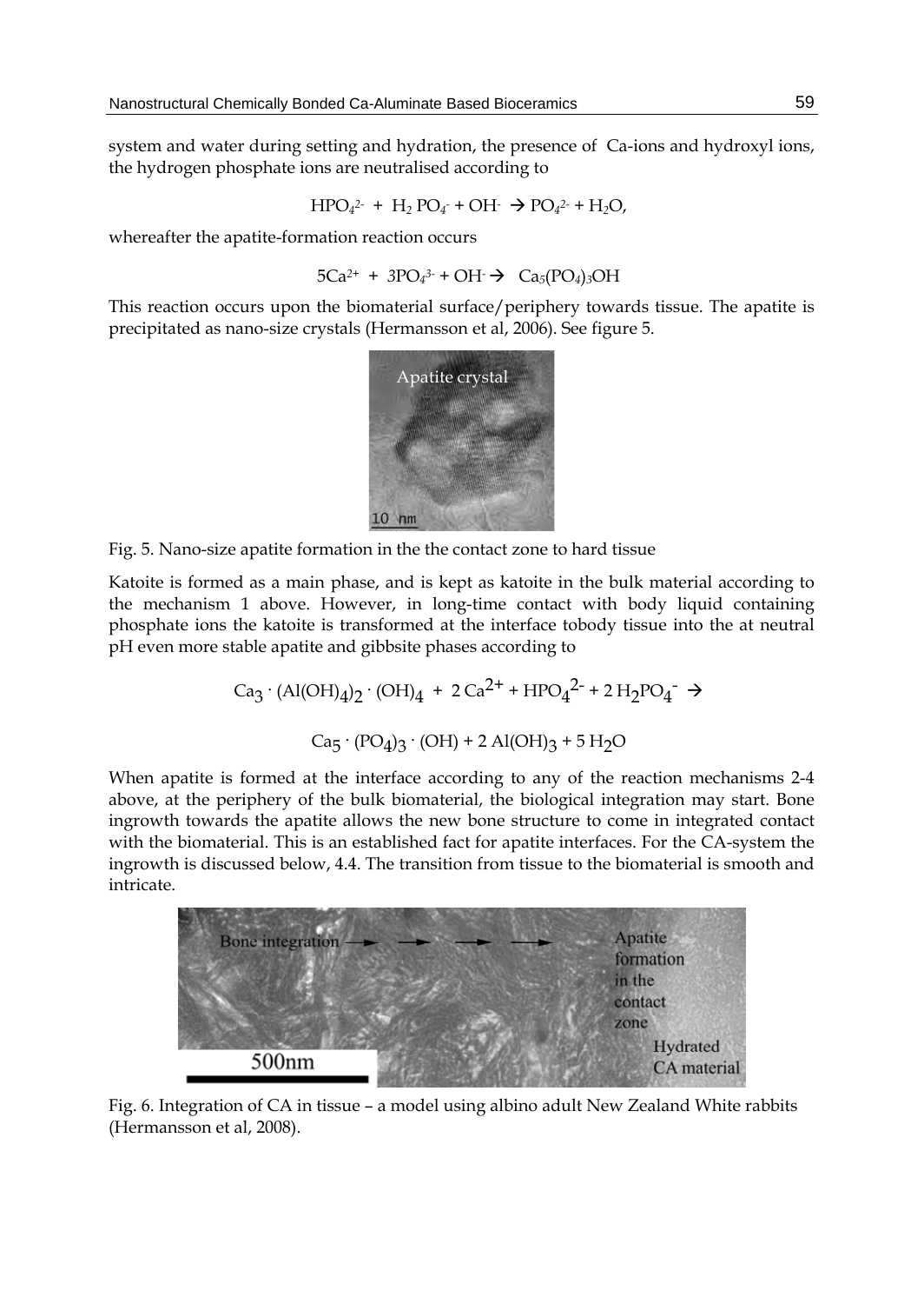system and water during setting and hydration, the presence of Ca-ions and hydroxyl ions, the hydrogen phosphate ions are neutralised according to

$$HPO_4^{2-} + H_2PO_4^- + OH^- \rightarrow PO_4^{2-} + H_2O,$$

whereafter the apatite-formation reaction occurs

$$5Ca^{2+} + 3PO_4^{3-} + OH^- \rightarrow Ca_5(PO_4)_3OH$$

This reaction occurs upon the biomaterial surface/periphery towards tissue. The apatite is precipitated as nano-size crystals (Hermansson et al, 2006). See figure 5.

Fig. 5. Nano-size apatite formation in the the contact zone to hard tissue

Katoite is formed as a main phase, and is kept as katoite in the bulk material according to the mechanism 1 above. However, in long-time contact with body liquid containing phosphate ions the katoite is transformed at the interface tobody tissue into the at neutral pH even more stable apatite and gibbsite phases according to

$$Ca_3 \cdot (Al(OH)_4)_2 \cdot (OH)_4 + 2\,Ca^{2+} + HPO_4^{2-} + 2\,H_2PO_4^- \rightarrow$$

$$Ca_5 \cdot (PO_4)_3 \cdot (OH) + 2\,Al(OH)_3 + 5\,H_2O$$

When apatite is formed at the interface according to any of the reaction mechanisms 2-4 above, at the periphery of the bulk biomaterial, the biological integration may start. Bone ingrowth towards the apatite allows the new bone structure to come in integrated contact with the biomaterial. This is an established fact for apatite interfaces. For the CA-system the ingrowth is discussed below, 4.4. The transition from tissue to the biomaterial is smooth and intricate.

Fig. 6. Integration of CA in tissue – a model using albino adult New Zealand White rabbits (Hermansson et al, 2008).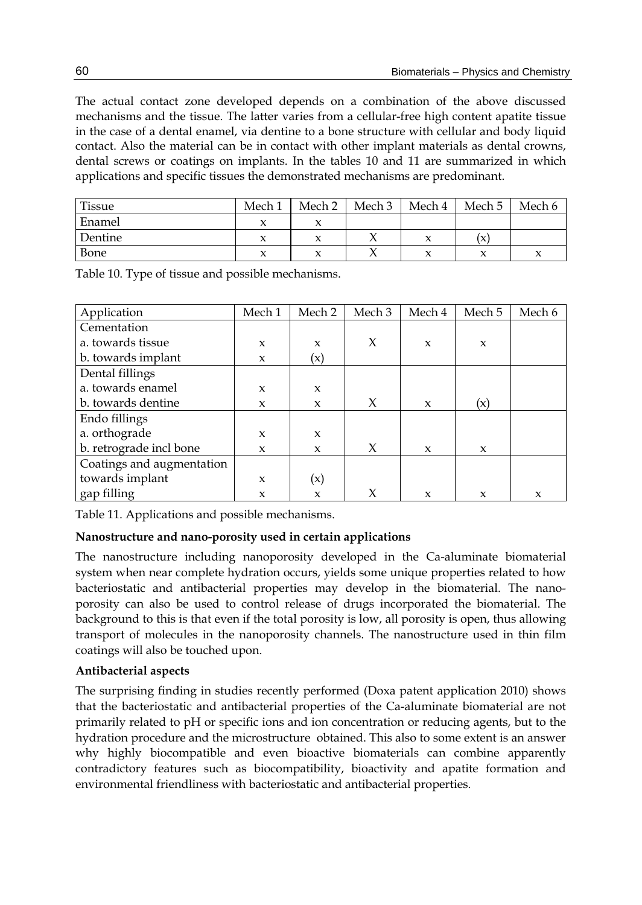The actual contact zone developed depends on a combination of the above discussed mechanisms and the tissue. The latter varies from a cellular-free high content apatite tissue in the case of a dental enamel, via dentine to a bone structure with cellular and body liquid contact. Also the material can be in contact with other implant materials as dental crowns, dental screws or coatings on implants. In the tables 10 and 11 are summarized in which applications and specific tissues the demonstrated mechanisms are predominant.

| Tissue | Mech 1 | Mech 2 | Mech 3 | Mech 4 | Mech 5 | Mech 6 |
|---|---|---|---|---|---|---|
| Enamel | x | x | | | | |
| Dentine | x | x | X | x | (x) | |
| Bone | x | x | X | x | x | x |

Table 10. Type of tissue and possible mechanisms.

| Application | Mech 1 | Mech 2 | Mech 3 | Mech 4 | Mech 5 | Mech 6 |
|---|---|---|---|---|---|---|
| Cementation | | | | | | |
| a. towards tissue | x | x | X | x | x | |
| b. towards implant | x | (x) | | | | |
| Dental fillings | | | | | | |
| a. towards enamel | x | x | | | | |
| b. towards dentine | x | x | X | x | (x) | |
| Endo fillings | | | | | | |
| a. orthograde | x | x | | | | |
| b. retrograde incl bone | x | x | X | x | x | |
| Coatings and augmentation | | | | | | |
| towards implant | x | (x) | | | | |
| gap filling | x | x | X | x | x | x |

Table 11. Applications and possible mechanisms.

**Nanostructure and nano-porosity used in certain applications**

The nanostructure including nanoporosity developed in the Ca-aluminate biomaterial system when near complete hydration occurs, yields some unique properties related to how bacteriostatic and antibacterial properties may develop in the biomaterial. The nano-porosity can also be used to control release of drugs incorporated the biomaterial. The background to this is that even if the total porosity is low, all porosity is open, thus allowing transport of molecules in the nanoporosity channels. The nanostructure used in thin film coatings will also be touched upon.

**Antibacterial aspects**

The surprising finding in studies recently performed (Doxa patent application 2010) shows that the bacteriostatic and antibacterial properties of the Ca-aluminate biomaterial are not primarily related to pH or specific ions and ion concentration or reducing agents, but to the hydration procedure and the microstructure obtained. This also to some extent is an answer why highly biocompatible and even bioactive biomaterials can combine apparently contradictory features such as biocompatibility, bioactivity and apatite formation and environmental friendliness with bacteriostatic and antibacterial properties.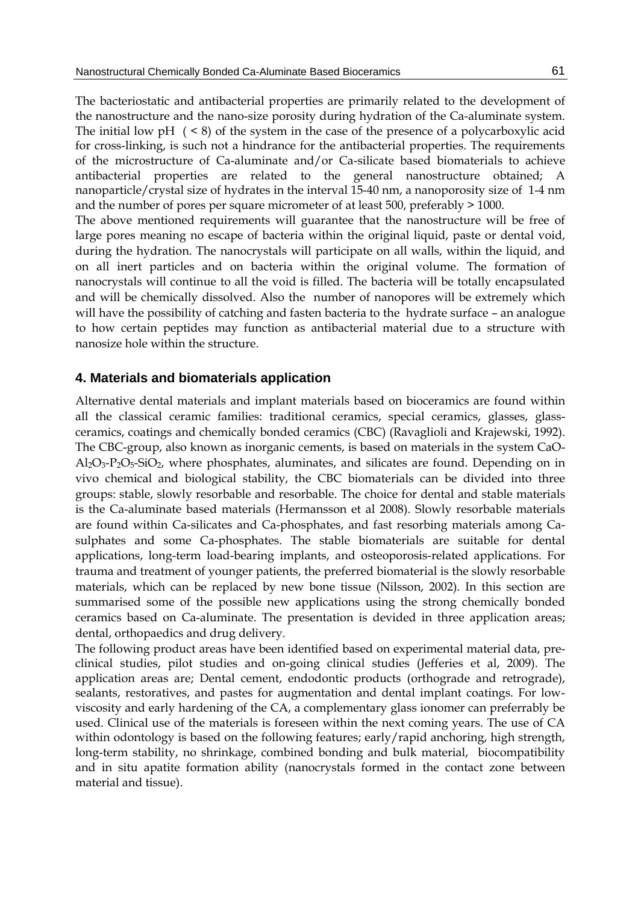The bacteriostatic and antibacterial properties are primarily related to the development of the nanostructure and the nano-size porosity during hydration of the Ca-aluminate system. The initial low pH ( < 8) of the system in the case of the presence of a polycarboxylic acid for cross-linking, is such not a hindrance for the antibacterial properties. The requirements of the microstructure of Ca-aluminate and/or Ca-silicate based biomaterials to achieve antibacterial properties are related to the general nanostructure obtained; A nanoparticle/crystal size of hydrates in the interval 15-40 nm, a nanoporosity size of 1-4 nm and the number of pores per square micrometer of at least 500, preferably > 1000.

The above mentioned requirements will guarantee that the nanostructure will be free of large pores meaning no escape of bacteria within the original liquid, paste or dental void, during the hydration. The nanocrystals will participate on all walls, within the liquid, and on all inert particles and on bacteria within the original volume. The formation of nanocrystals will continue to all the void is filled. The bacteria will be totally encapsulated and will be chemically dissolved. Also the number of nanopores will be extremely which will have the possibility of catching and fasten bacteria to the hydrate surface – an analogue to how certain peptides may function as antibacterial material due to a structure with nanosize hole within the structure.

## 4. Materials and biomaterials application

Alternative dental materials and implant materials based on bioceramics are found within all the classical ceramic families: traditional ceramics, special ceramics, glasses, glass-ceramics, coatings and chemically bonded ceramics (CBC) (Ravaglioli and Krajewski, 1992). The CBC-group, also known as inorganic cements, is based on materials in the system CaO-$Al_2O_3$-$P_2O_5$-$SiO_2$, where phosphates, aluminates, and silicates are found. Depending on in vivo chemical and biological stability, the CBC biomaterials can be divided into three groups: stable, slowly resorbable and resorbable. The choice for dental and stable materials is the Ca-aluminate based materials (Hermansson et al 2008). Slowly resorbable materials are found within Ca-silicates and Ca-phosphates, and fast resorbing materials among Ca-sulphates and some Ca-phosphates. The stable biomaterials are suitable for dental applications, long-term load-bearing implants, and osteoporosis-related applications. For trauma and treatment of younger patients, the preferred biomaterial is the slowly resorbable materials, which can be replaced by new bone tissue (Nilsson, 2002). In this section are summarised some of the possible new applications using the strong chemically bonded ceramics based on Ca-aluminate. The presentation is devided in three application areas; dental, orthopaedics and drug delivery.

The following product areas have been identified based on experimental material data, pre-clinical studies, pilot studies and on-going clinical studies (Jefferies et al, 2009). The application areas are; Dental cement, endodontic products (orthograde and retrograde), sealants, restoratives, and pastes for augmentation and dental implant coatings. For low-viscosity and early hardening of the CA, a complementary glass ionomer can preferrably be used. Clinical use of the materials is foreseen within the next coming years. The use of CA within odontology is based on the following features; early/rapid anchoring, high strength, long-term stability, no shrinkage, combined bonding and bulk material, biocompatibility and in situ apatite formation ability (nanocrystals formed in the contact zone between material and tissue).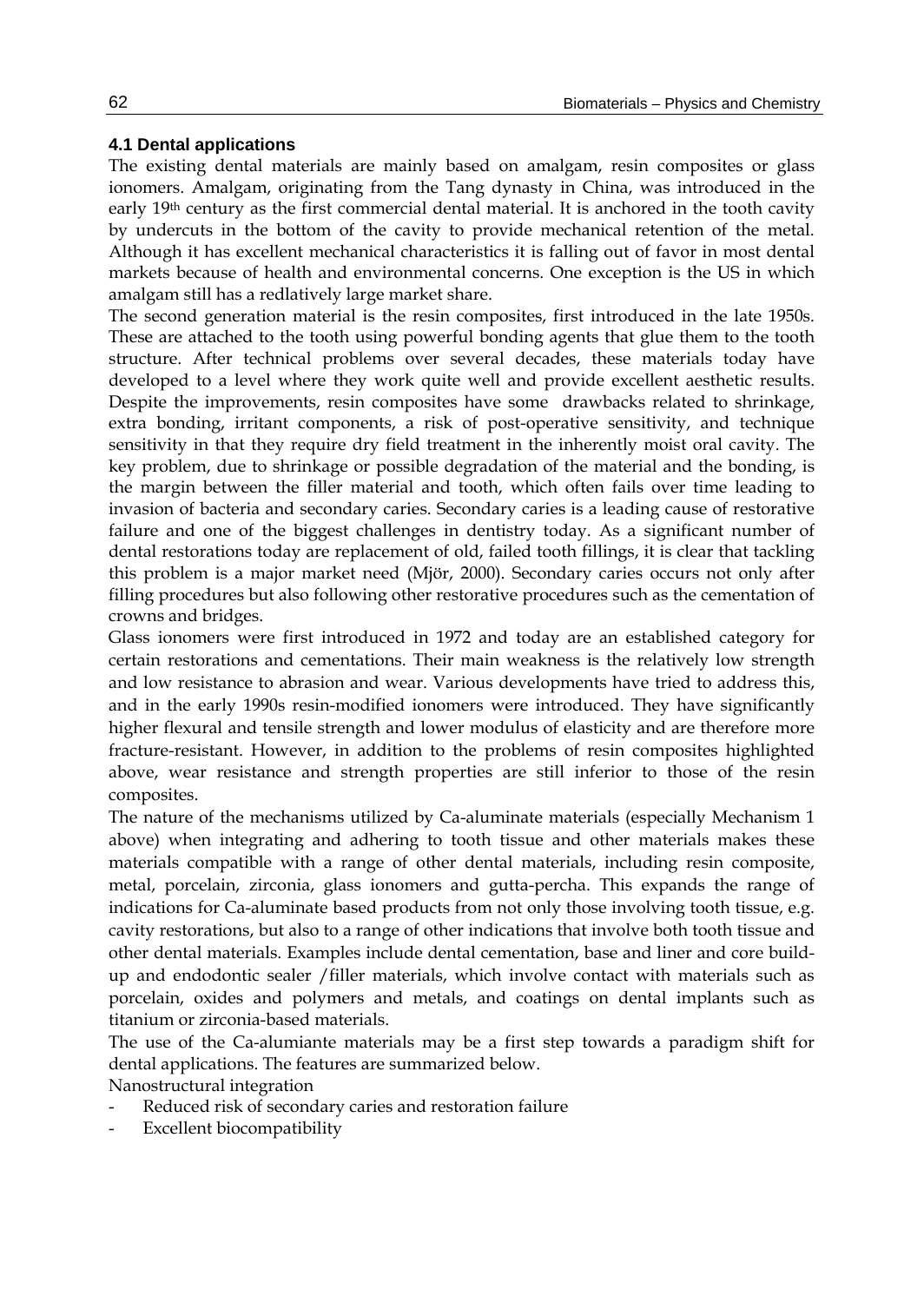### 4.1 Dental applications

The existing dental materials are mainly based on amalgam, resin composites or glass ionomers. Amalgam, originating from the Tang dynasty in China, was introduced in the early 19th century as the first commercial dental material. It is anchored in the tooth cavity by undercuts in the bottom of the cavity to provide mechanical retention of the metal. Although it has excellent mechanical characteristics it is falling out of favor in most dental markets because of health and environmental concerns. One exception is the US in which amalgam still has a redlatively large market share.

The second generation material is the resin composites, first introduced in the late 1950s. These are attached to the tooth using powerful bonding agents that glue them to the tooth structure. After technical problems over several decades, these materials today have developed to a level where they work quite well and provide excellent aesthetic results. Despite the improvements, resin composites have some drawbacks related to shrinkage, extra bonding, irritant components, a risk of post-operative sensitivity, and technique sensitivity in that they require dry field treatment in the inherently moist oral cavity. The key problem, due to shrinkage or possible degradation of the material and the bonding, is the margin between the filler material and tooth, which often fails over time leading to invasion of bacteria and secondary caries. Secondary caries is a leading cause of restorative failure and one of the biggest challenges in dentistry today. As a significant number of dental restorations today are replacement of old, failed tooth fillings, it is clear that tackling this problem is a major market need (Mjör, 2000). Secondary caries occurs not only after filling procedures but also following other restorative procedures such as the cementation of crowns and bridges.

Glass ionomers were first introduced in 1972 and today are an established category for certain restorations and cementations. Their main weakness is the relatively low strength and low resistance to abrasion and wear. Various developments have tried to address this, and in the early 1990s resin-modified ionomers were introduced. They have significantly higher flexural and tensile strength and lower modulus of elasticity and are therefore more fracture-resistant. However, in addition to the problems of resin composites highlighted above, wear resistance and strength properties are still inferior to those of the resin composites.

The nature of the mechanisms utilized by Ca-aluminate materials (especially Mechanism 1 above) when integrating and adhering to tooth tissue and other materials makes these materials compatible with a range of other dental materials, including resin composite, metal, porcelain, zirconia, glass ionomers and gutta-percha. This expands the range of indications for Ca-aluminate based products from not only those involving tooth tissue, e.g. cavity restorations, but also to a range of other indications that involve both tooth tissue and other dental materials. Examples include dental cementation, base and liner and core build-up and endodontic sealer /filler materials, which involve contact with materials such as porcelain, oxides and polymers and metals, and coatings on dental implants such as titanium or zirconia-based materials.

The use of the Ca-alumiante materials may be a first step towards a paradigm shift for dental applications. The features are summarized below.

Nanostructural integration

- Reduced risk of secondary caries and restoration failure
- Excellent biocompatibility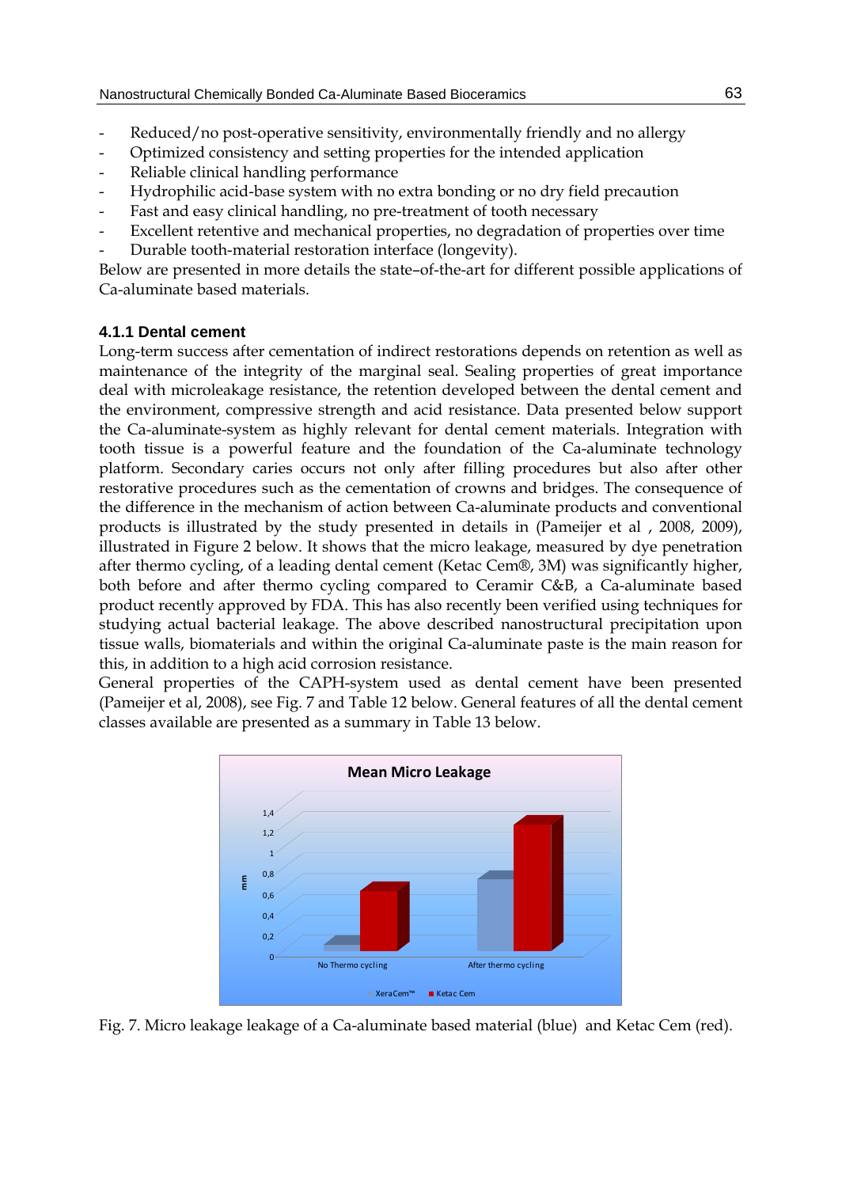- Reduced/no post-operative sensitivity, environmentally friendly and no allergy
- Optimized consistency and setting properties for the intended application
- Reliable clinical handling performance
- Hydrophilic acid-base system with no extra bonding or no dry field precaution
- Fast and easy clinical handling, no pre-treatment of tooth necessary
- Excellent retentive and mechanical properties, no degradation of properties over time
- Durable tooth-material restoration interface (longevity).

Below are presented in more details the state–of-the-art for different possible applications of Ca-aluminate based materials.

### 4.1.1 Dental cement

Long-term success after cementation of indirect restorations depends on retention as well as maintenance of the integrity of the marginal seal. Sealing properties of great importance deal with microleakage resistance, the retention developed between the dental cement and the environment, compressive strength and acid resistance. Data presented below support the Ca-aluminate-system as highly relevant for dental cement materials. Integration with tooth tissue is a powerful feature and the foundation of the Ca-aluminate technology platform. Secondary caries occurs not only after filling procedures but also after other restorative procedures such as the cementation of crowns and bridges. The consequence of the difference in the mechanism of action between Ca-aluminate products and conventional products is illustrated by the study presented in details in (Pameijer et al , 2008, 2009), illustrated in Figure 2 below. It shows that the micro leakage, measured by dye penetration after thermo cycling, of a leading dental cement (Ketac Cem®, 3M) was significantly higher, both before and after thermo cycling compared to Ceramir C&B, a Ca-aluminate based product recently approved by FDA. This has also recently been verified using techniques for studying actual bacterial leakage. The above described nanostructural precipitation upon tissue walls, biomaterials and within the original Ca-aluminate paste is the main reason for this, in addition to a high acid corrosion resistance.

General properties of the CAPH-system used as dental cement have been presented (Pameijer et al, 2008), see Fig. 7 and Table 12 below. General features of all the dental cement classes available are presented as a summary in Table 13 below.

Fig. 7. Micro leakage leakage of a Ca-aluminate based material (blue) and Ketac Cem (red).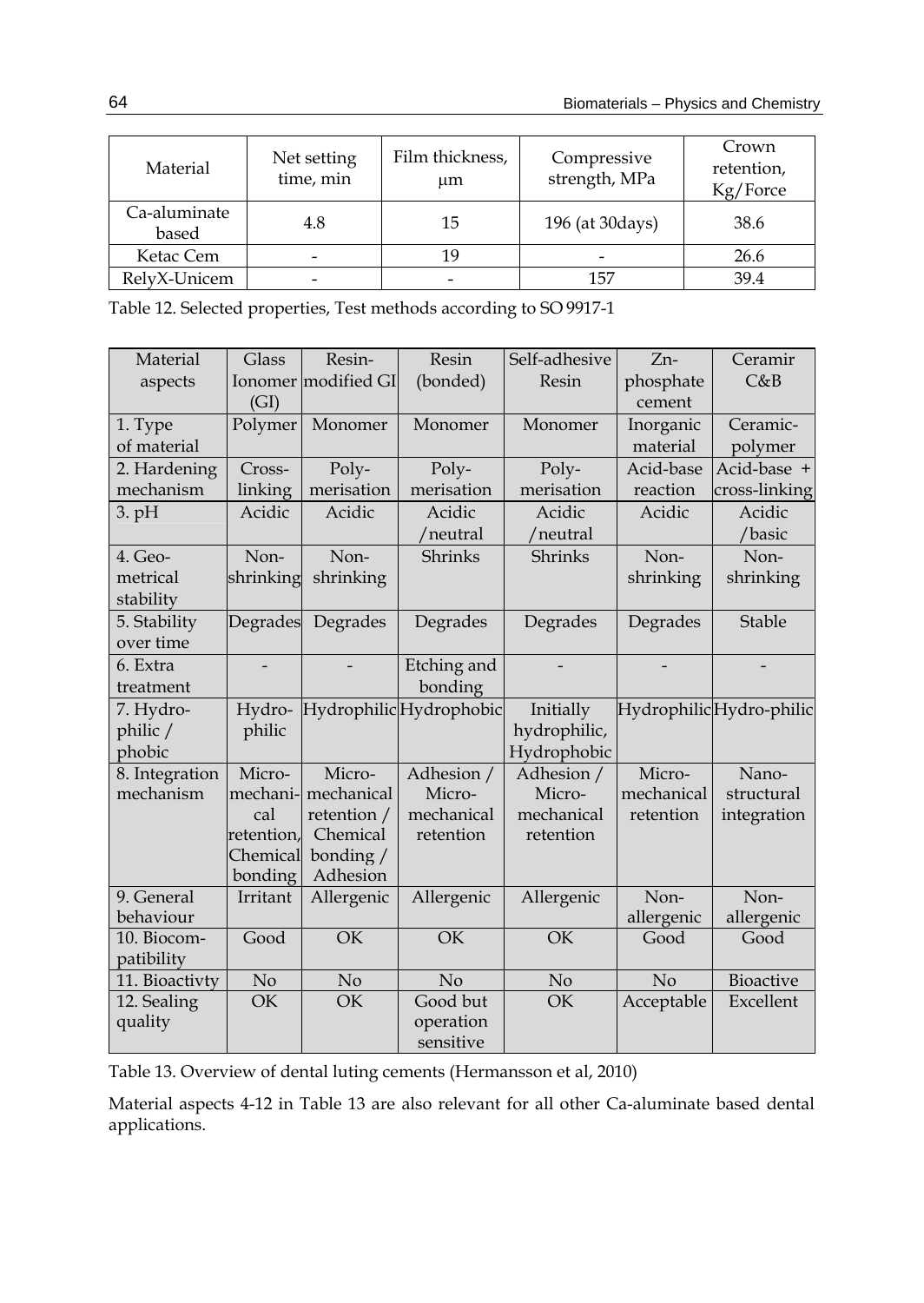| Material | Net setting time, min | Film thickness, μm | Compressive strength, MPa | Crown retention, Kg/Force |
|---|---|---|---|---|
| Ca-aluminate based | 4.8 | 15 | 196 (at 30days) | 38.6 |
| Ketac Cem | - | 19 | - | 26.6 |
| RelyX-Unicem | - | - | 157 | 39.4 |

Table 12. Selected properties, Test methods according to SO 9917-1

| Material aspects | Glass Ionomer (GI) | Resin-modified GI | Resin (bonded) | Self-adhesive Resin | Zn-phosphate cement | Ceramir C&B |
|---|---|---|---|---|---|---|
| 1. Type of material | Polymer | Monomer | Monomer | Monomer | Inorganic material | Ceramic-polymer |
| 2. Hardening mechanism | Cross-linking | Poly-merisation | Poly-merisation | Poly-merisation | Acid-base reaction | Acid-base + cross-linking |
| 3. pH | Acidic | Acidic | Acidic /neutral | Acidic /neutral | Acidic | Acidic /basic |
| 4. Geo-metrical stability | Non-shrinking | Non-shrinking | Shrinks | Shrinks | Non-shrinking | Non-shrinking |
| 5. Stability over time | Degrades | Degrades | Degrades | Degrades | Degrades | Stable |
| 6. Extra treatment | - | - | Etching and bonding | - | - | - |
| 7. Hydro-philic / phobic | Hydro-philic | Hydrophilic | Hydrophobic | Initially hydrophilic, Hydrophobic | Hydrophilic | Hydro-philic |
| 8. Integration mechanism | Micro-mechani-cal retention, Chemical bonding | Micro-mechanical retention / Chemical bonding / Adhesion | Adhesion / Micro-mechanical retention | Adhesion / Micro-mechanical retention | Micro-mechanical retention | Nano-structural integration |
| 9. General behaviour | Irritant | Allergenic | Allergenic | Allergenic | Non-allergenic | Non-allergenic |
| 10. Biocom-patibility | Good | OK | OK | OK | Good | Good |
| 11. Bioactivty | No | No | No | No | No | Bioactive |
| 12. Sealing quality | OK | OK | Good but operation sensitive | OK | Acceptable | Excellent |

Table 13. Overview of dental luting cements (Hermansson et al, 2010)

Material aspects 4-12 in Table 13 are also relevant for all other Ca-aluminate based dental applications.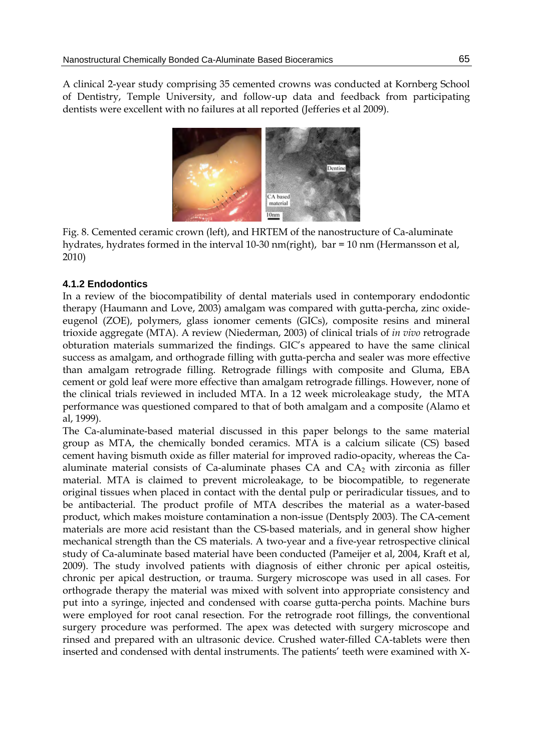A clinical 2-year study comprising 35 cemented crowns was conducted at Kornberg School of Dentistry, Temple University, and follow-up data and feedback from participating dentists were excellent with no failures at all reported (Jefferies et al 2009).

Fig. 8. Cemented ceramic crown (left), and HRTEM of the nanostructure of Ca-aluminate hydrates, hydrates formed in the interval 10-30 nm(right), bar = 10 nm (Hermansson et al, 2010)

#### 4.1.2 Endodontics

In a review of the biocompatibility of dental materials used in contemporary endodontic therapy (Haumann and Love, 2003) amalgam was compared with gutta-percha, zinc oxide-eugenol (ZOE), polymers, glass ionomer cements (GICs), composite resins and mineral trioxide aggregate (MTA). A review (Niederman, 2003) of clinical trials of *in vivo* retrograde obturation materials summarized the findings. GIC's appeared to have the same clinical success as amalgam, and orthograde filling with gutta-percha and sealer was more effective than amalgam retrograde filling. Retrograde fillings with composite and Gluma, EBA cement or gold leaf were more effective than amalgam retrograde fillings. However, none of the clinical trials reviewed in included MTA. In a 12 week microleakage study, the MTA performance was questioned compared to that of both amalgam and a composite (Alamo et al, 1999).

The Ca-aluminate-based material discussed in this paper belongs to the same material group as MTA, the chemically bonded ceramics. MTA is a calcium silicate (CS) based cement having bismuth oxide as filler material for improved radio-opacity, whereas the Ca-aluminate material consists of Ca-aluminate phases CA and $CA_2$ with zirconia as filler material. MTA is claimed to prevent microleakage, to be biocompatible, to regenerate original tissues when placed in contact with the dental pulp or periradicular tissues, and to be antibacterial. The product profile of MTA describes the material as a water-based product, which makes moisture contamination a non-issue (Dentsply 2003). The CA-cement materials are more acid resistant than the CS-based materials, and in general show higher mechanical strength than the CS materials. A two-year and a five-year retrospective clinical study of Ca-aluminate based material have been conducted (Pameijer et al, 2004, Kraft et al, 2009). The study involved patients with diagnosis of either chronic per apical osteitis, chronic per apical destruction, or trauma. Surgery microscope was used in all cases. For orthograde therapy the material was mixed with solvent into appropriate consistency and put into a syringe, injected and condensed with coarse gutta-percha points. Machine burs were employed for root canal resection. For the retrograde root fillings, the conventional surgery procedure was performed. The apex was detected with surgery microscope and rinsed and prepared with an ultrasonic device. Crushed water-filled CA-tablets were then inserted and condensed with dental instruments. The patients' teeth were examined with X-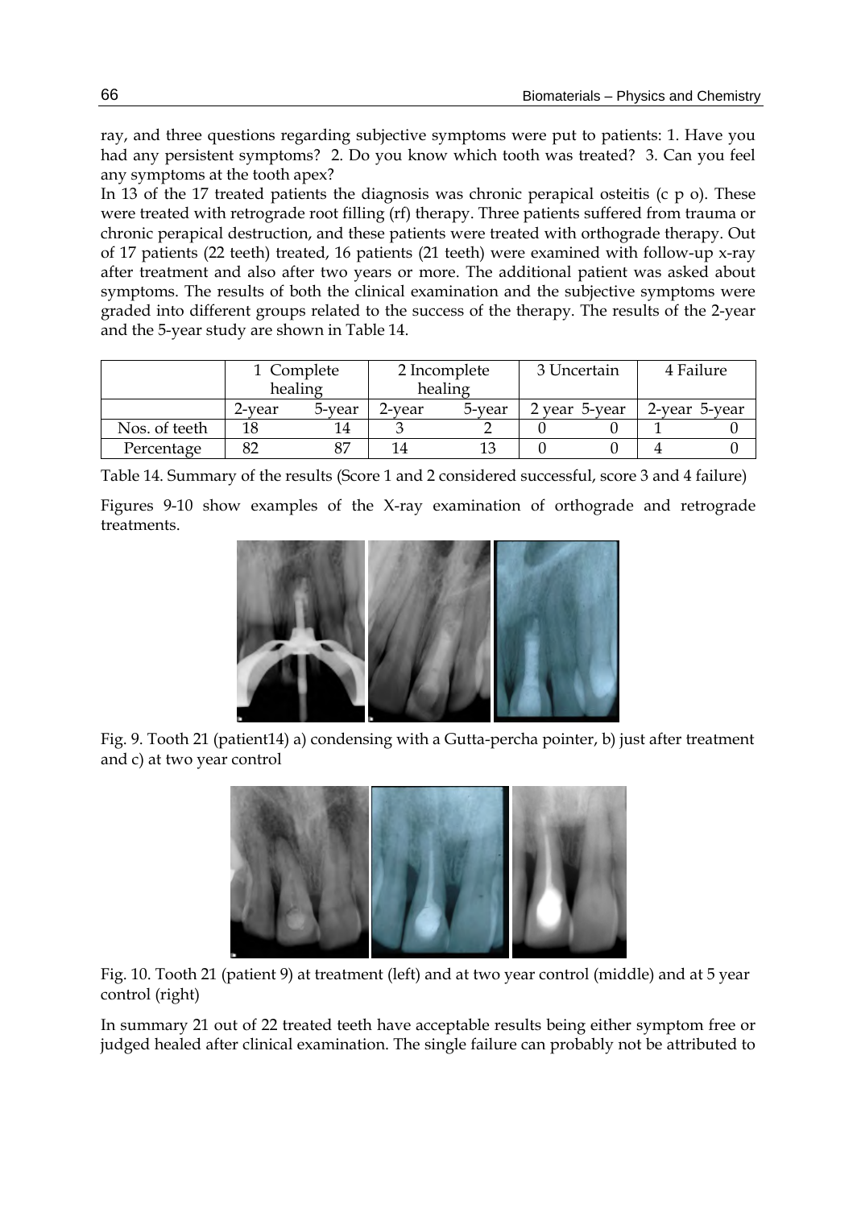ray, and three questions regarding subjective symptoms were put to patients: 1. Have you had any persistent symptoms? 2. Do you know which tooth was treated? 3. Can you feel any symptoms at the tooth apex?

In 13 of the 17 treated patients the diagnosis was chronic perapical osteitis (c p o). These were treated with retrograde root filling (rf) therapy. Three patients suffered from trauma or chronic perapical destruction, and these patients were treated with orthograde therapy. Out of 17 patients (22 teeth) treated, 16 patients (21 teeth) were examined with follow-up x-ray after treatment and also after two years or more. The additional patient was asked about symptoms. The results of both the clinical examination and the subjective symptoms were graded into different groups related to the success of the therapy. The results of the 2-year and the 5-year study are shown in Table 14.

| | 1 Complete healing | | 2 Incomplete healing | | 3 Uncertain | | 4 Failure | |
|---|---|---|---|---|---|---|---|---|
| | 2-year | 5-year | 2-year | 5-year | 2 year | 5-year | 2-year | 5-year |
| Nos. of teeth | 18 | 14 | 3 | 2 | 0 | 0 | 1 | 0 |
| Percentage | 82 | 87 | 14 | 13 | 0 | 0 | 4 | 0 |

Table 14. Summary of the results (Score 1 and 2 considered successful, score 3 and 4 failure)

Figures 9-10 show examples of the X-ray examination of orthograde and retrograde treatments.

Fig. 9. Tooth 21 (patient14) a) condensing with a Gutta-percha pointer, b) just after treatment and c) at two year control

Fig. 10. Tooth 21 (patient 9) at treatment (left) and at two year control (middle) and at 5 year control (right)

In summary 21 out of 22 treated teeth have acceptable results being either symptom free or judged healed after clinical examination. The single failure can probably not be attributed to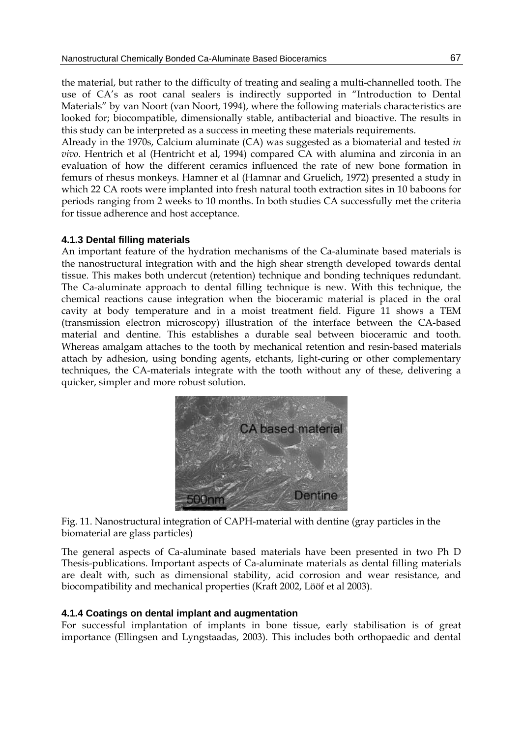the material, but rather to the difficulty of treating and sealing a multi-channelled tooth. The use of CA's as root canal sealers is indirectly supported in "Introduction to Dental Materials" by van Noort (van Noort, 1994), where the following materials characteristics are looked for; biocompatible, dimensionally stable, antibacterial and bioactive. The results in this study can be interpreted as a success in meeting these materials requirements.

Already in the 1970s, Calcium aluminate (CA) was suggested as a biomaterial and tested *in vivo*. Hentrich et al (Hentricht et al, 1994) compared CA with alumina and zirconia in an evaluation of how the different ceramics influenced the rate of new bone formation in femurs of rhesus monkeys. Hamner et al (Hamnar and Gruelich, 1972) presented a study in which 22 CA roots were implanted into fresh natural tooth extraction sites in 10 baboons for periods ranging from 2 weeks to 10 months. In both studies CA successfully met the criteria for tissue adherence and host acceptance.

### 4.1.3 Dental filling materials

An important feature of the hydration mechanisms of the Ca-aluminate based materials is the nanostructural integration with and the high shear strength developed towards dental tissue. This makes both undercut (retention) technique and bonding techniques redundant. The Ca-aluminate approach to dental filling technique is new. With this technique, the chemical reactions cause integration when the bioceramic material is placed in the oral cavity at body temperature and in a moist treatment field. Figure 11 shows a TEM (transmission electron microscopy) illustration of the interface between the CA-based material and dentine. This establishes a durable seal between bioceramic and tooth. Whereas amalgam attaches to the tooth by mechanical retention and resin-based materials attach by adhesion, using bonding agents, etchants, light-curing or other complementary techniques, the CA-materials integrate with the tooth without any of these, delivering a quicker, simpler and more robust solution.

Fig. 11. Nanostructural integration of CAPH-material with dentine (gray particles in the biomaterial are glass particles)

The general aspects of Ca-aluminate based materials have been presented in two Ph D Thesis-publications. Important aspects of Ca-aluminate materials as dental filling materials are dealt with, such as dimensional stability, acid corrosion and wear resistance, and biocompatibility and mechanical properties (Kraft 2002, Lööf et al 2003).

### 4.1.4 Coatings on dental implant and augmentation

For successful implantation of implants in bone tissue, early stabilisation is of great importance (Ellingsen and Lyngstaadas, 2003). This includes both orthopaedic and dental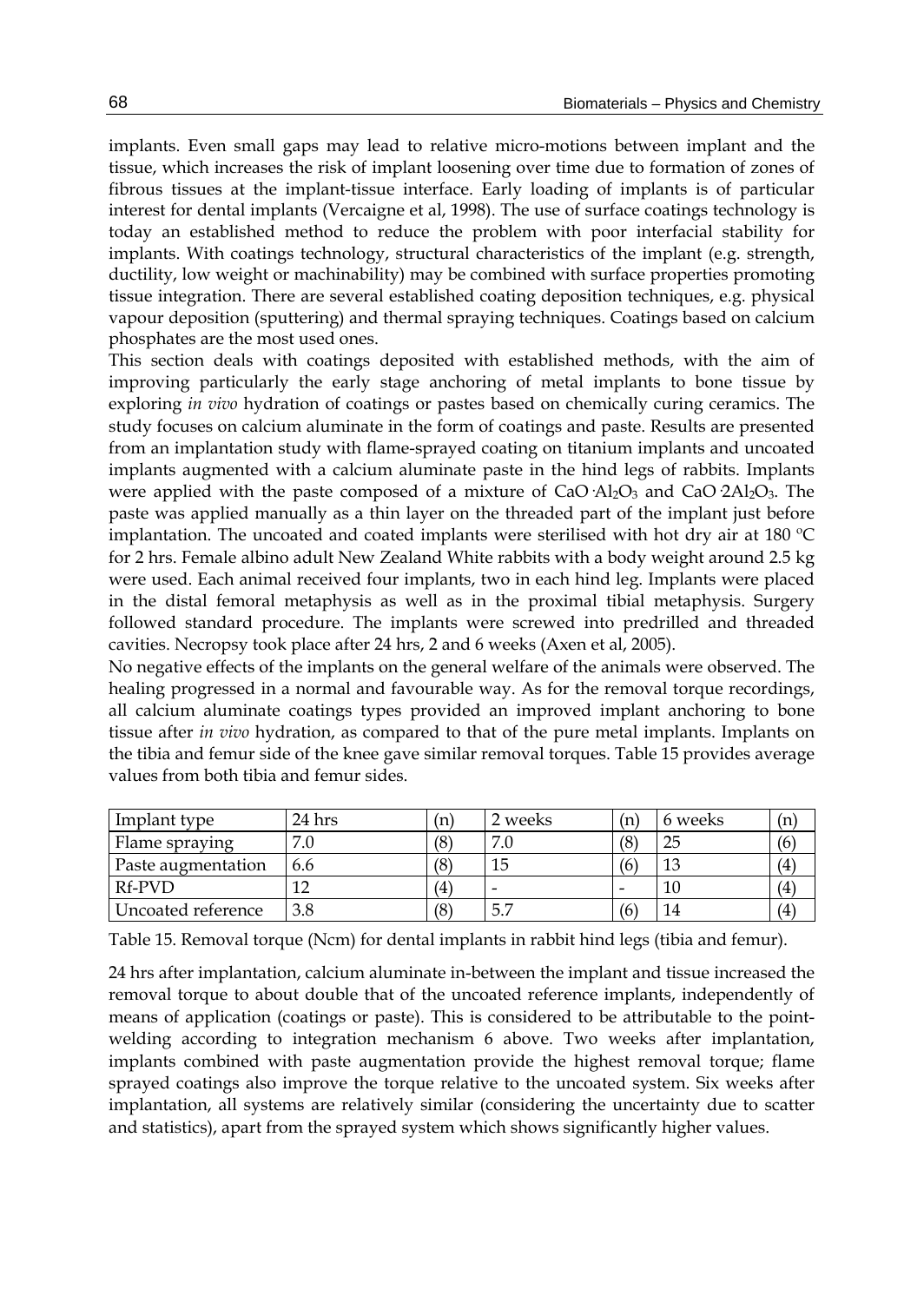implants. Even small gaps may lead to relative micro-motions between implant and the tissue, which increases the risk of implant loosening over time due to formation of zones of fibrous tissues at the implant-tissue interface. Early loading of implants is of particular interest for dental implants (Vercaigne et al, 1998). The use of surface coatings technology is today an established method to reduce the problem with poor interfacial stability for implants. With coatings technology, structural characteristics of the implant (e.g. strength, ductility, low weight or machinability) may be combined with surface properties promoting tissue integration. There are several established coating deposition techniques, e.g. physical vapour deposition (sputtering) and thermal spraying techniques. Coatings based on calcium phosphates are the most used ones.

This section deals with coatings deposited with established methods, with the aim of improving particularly the early stage anchoring of metal implants to bone tissue by exploring *in vivo* hydration of coatings or pastes based on chemically curing ceramics. The study focuses on calcium aluminate in the form of coatings and paste. Results are presented from an implantation study with flame-sprayed coating on titanium implants and uncoated implants augmented with a calcium aluminate paste in the hind legs of rabbits. Implants were applied with the paste composed of a mixture of $CaO \cdot Al_2O_3$ and $CaO \cdot 2Al_2O_3$. The paste was applied manually as a thin layer on the threaded part of the implant just before implantation. The uncoated and coated implants were sterilised with hot dry air at 180 ºC for 2 hrs. Female albino adult New Zealand White rabbits with a body weight around 2.5 kg were used. Each animal received four implants, two in each hind leg. Implants were placed in the distal femoral metaphysis as well as in the proximal tibial metaphysis. Surgery followed standard procedure. The implants were screwed into predrilled and threaded cavities. Necropsy took place after 24 hrs, 2 and 6 weeks (Axen et al, 2005).

No negative effects of the implants on the general welfare of the animals were observed. The healing progressed in a normal and favourable way. As for the removal torque recordings, all calcium aluminate coatings types provided an improved implant anchoring to bone tissue after *in vivo* hydration, as compared to that of the pure metal implants. Implants on the tibia and femur side of the knee gave similar removal torques. Table 15 provides average values from both tibia and femur sides.

| Implant type | 24 hrs | (n) | 2 weeks | (n) | 6 weeks | (n) |
|---|---|---|---|---|---|---|
| Flame spraying | 7.0 | (8) | 7.0 | (8) | 25 | (6) |
| Paste augmentation | 6.6 | (8) | 15 | (6) | 13 | (4) |
| Rf-PVD | 12 | (4) | - | - | 10 | (4) |
| Uncoated reference | 3.8 | (8) | 5.7 | (6) | 14 | (4) |

Table 15. Removal torque (Ncm) for dental implants in rabbit hind legs (tibia and femur).

24 hrs after implantation, calcium aluminate in-between the implant and tissue increased the removal torque to about double that of the uncoated reference implants, independently of means of application (coatings or paste). This is considered to be attributable to the point-welding according to integration mechanism 6 above. Two weeks after implantation, implants combined with paste augmentation provide the highest removal torque; flame sprayed coatings also improve the torque relative to the uncoated system. Six weeks after implantation, all systems are relatively similar (considering the uncertainty due to scatter and statistics), apart from the sprayed system which shows significantly higher values.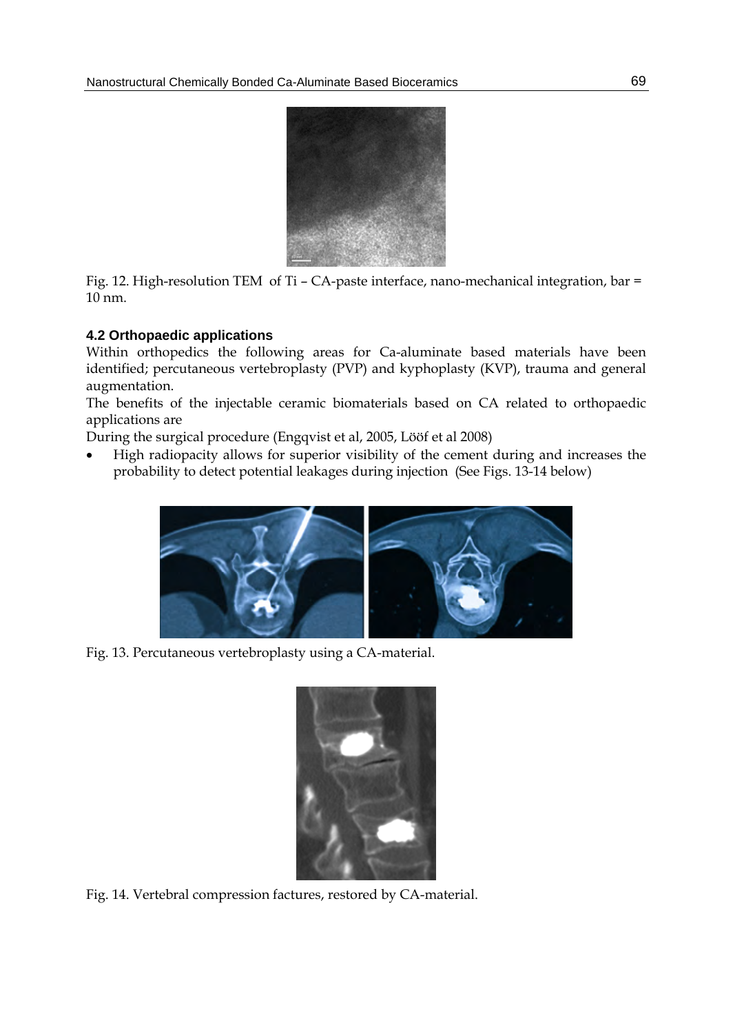Fig. 12. High-resolution TEM of Ti – CA-paste interface, nano-mechanical integration, bar = 10 nm.

### 4.2 Orthopaedic applications

Within orthopedics the following areas for Ca-aluminate based materials have been identified; percutaneous vertebroplasty (PVP) and kyphoplasty (KVP), trauma and general augmentation.

The benefits of the injectable ceramic biomaterials based on CA related to orthopaedic applications are

During the surgical procedure (Engqvist et al, 2005, Lööf et al 2008)

- High radiopacity allows for superior visibility of the cement during and increases the probability to detect potential leakages during injection (See Figs. 13-14 below)

Fig. 13. Percutaneous vertebroplasty using a CA-material.

Fig. 14. Vertebral compression factures, restored by CA-material.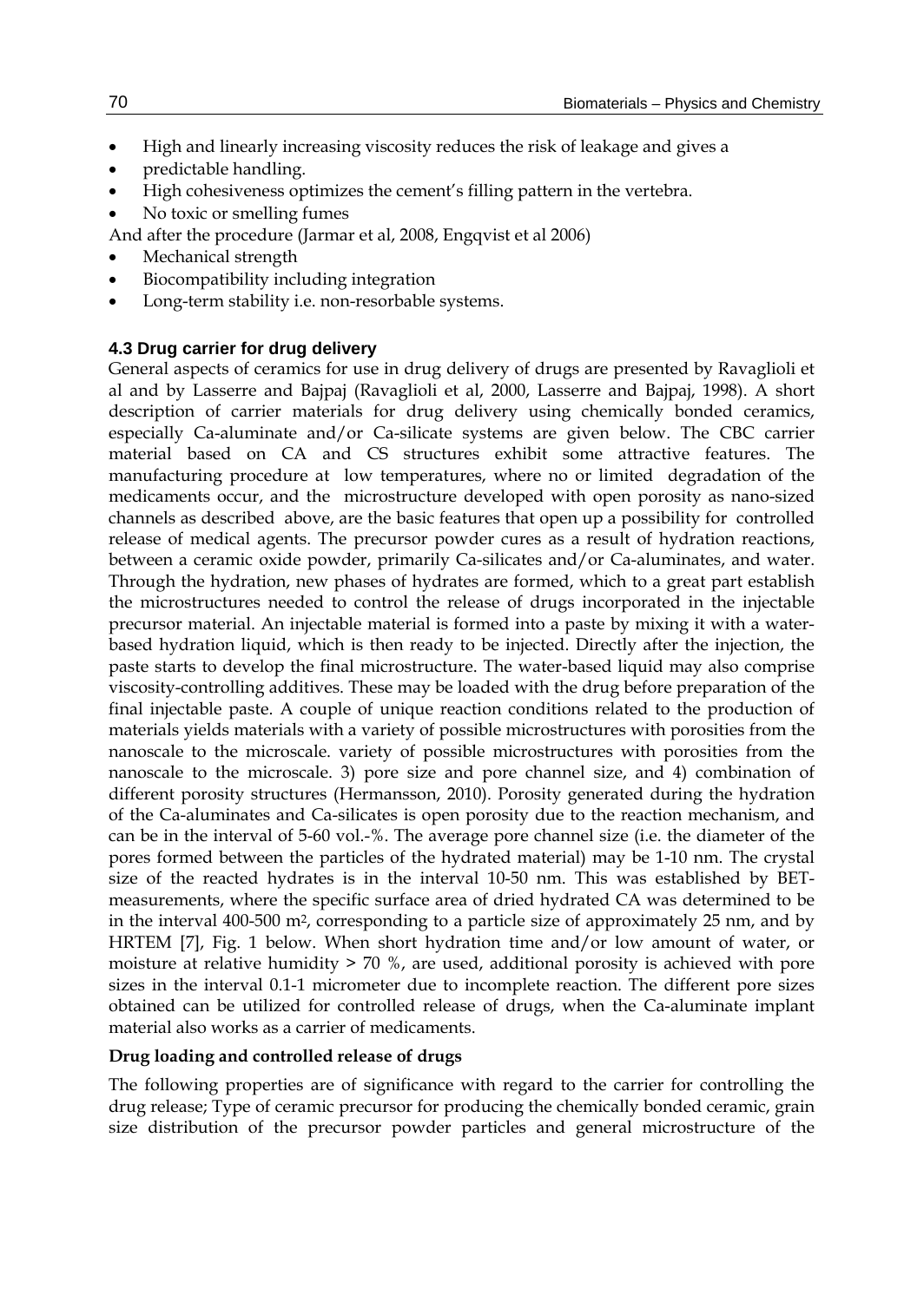- High and linearly increasing viscosity reduces the risk of leakage and gives a
- predictable handling.
- High cohesiveness optimizes the cement's filling pattern in the vertebra.
- No toxic or smelling fumes

And after the procedure (Jarmar et al, 2008, Engqvist et al 2006)

- Mechanical strength
- Biocompatibility including integration
- Long-term stability i.e. non-resorbable systems.

#### 4.3 Drug carrier for drug delivery

General aspects of ceramics for use in drug delivery of drugs are presented by Ravaglioli et al and by Lasserre and Bajpaj (Ravaglioli et al, 2000, Lasserre and Bajpaj, 1998). A short description of carrier materials for drug delivery using chemically bonded ceramics, especially Ca-aluminate and/or Ca-silicate systems are given below. The CBC carrier material based on CA and CS structures exhibit some attractive features. The manufacturing procedure at low temperatures, where no or limited degradation of the medicaments occur, and the microstructure developed with open porosity as nano-sized channels as described above, are the basic features that open up a possibility for controlled release of medical agents. The precursor powder cures as a result of hydration reactions, between a ceramic oxide powder, primarily Ca-silicates and/or Ca-aluminates, and water. Through the hydration, new phases of hydrates are formed, which to a great part establish the microstructures needed to control the release of drugs incorporated in the injectable precursor material. An injectable material is formed into a paste by mixing it with a water-based hydration liquid, which is then ready to be injected. Directly after the injection, the paste starts to develop the final microstructure. The water-based liquid may also comprise viscosity-controlling additives. These may be loaded with the drug before preparation of the final injectable paste. A couple of unique reaction conditions related to the production of materials yields materials with a variety of possible microstructures with porosities from the nanoscale to the microscale. variety of possible microstructures with porosities from the nanoscale to the microscale. 3) pore size and pore channel size, and 4) combination of different porosity structures (Hermansson, 2010). Porosity generated during the hydration of the Ca-aluminates and Ca-silicates is open porosity due to the reaction mechanism, and can be in the interval of 5-60 vol.-%. The average pore channel size (i.e. the diameter of the pores formed between the particles of the hydrated material) may be 1-10 nm. The crystal size of the reacted hydrates is in the interval 10-50 nm. This was established by BET-measurements, where the specific surface area of dried hydrated CA was determined to be in the interval 400-500 $m^2$, corresponding to a particle size of approximately 25 nm, and by HRTEM [7], Fig. 1 below. When short hydration time and/or low amount of water, or moisture at relative humidity > 70 %, are used, additional porosity is achieved with pore sizes in the interval 0.1-1 micrometer due to incomplete reaction. The different pore sizes obtained can be utilized for controlled release of drugs, when the Ca-aluminate implant material also works as a carrier of medicaments.

**Drug loading and controlled release of drugs**

The following properties are of significance with regard to the carrier for controlling the drug release; Type of ceramic precursor for producing the chemically bonded ceramic, grain size distribution of the precursor powder particles and general microstructure of the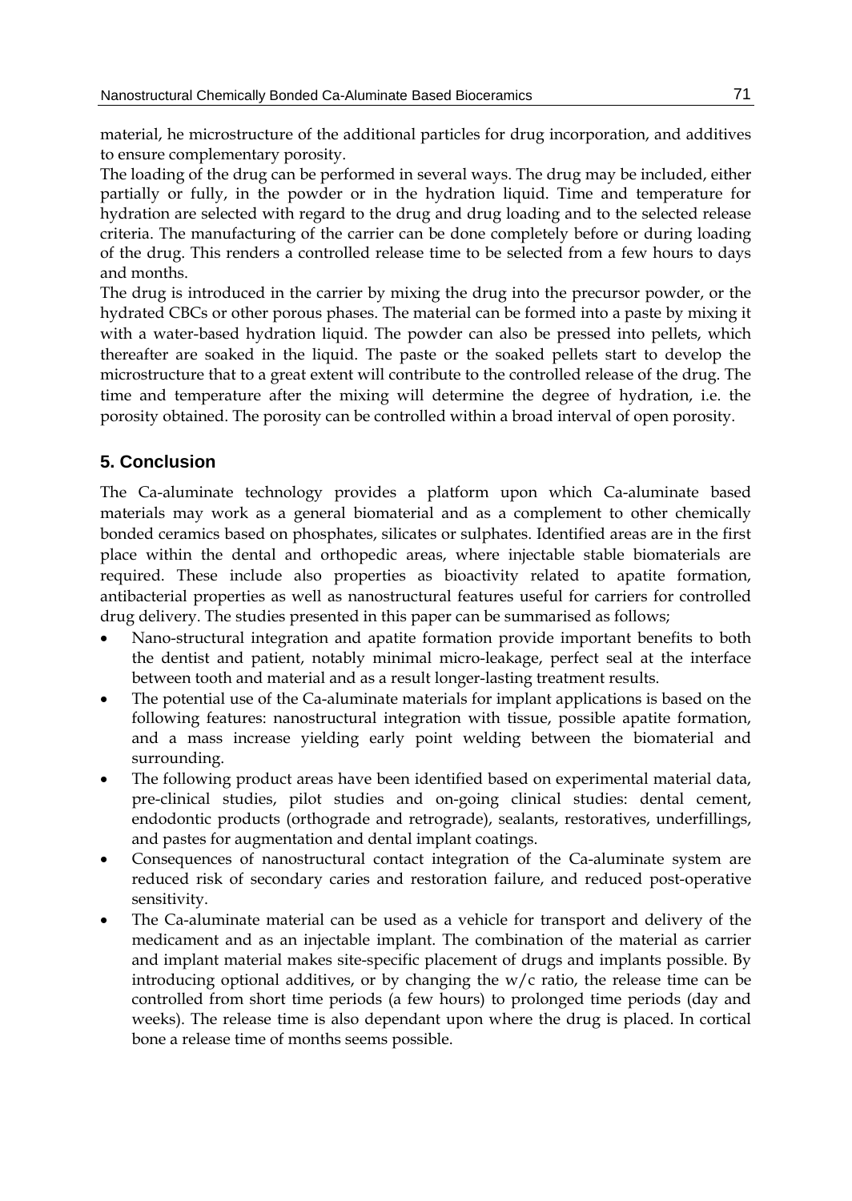material, he microstructure of the additional particles for drug incorporation, and additives to ensure complementary porosity.

The loading of the drug can be performed in several ways. The drug may be included, either partially or fully, in the powder or in the hydration liquid. Time and temperature for hydration are selected with regard to the drug and drug loading and to the selected release criteria. The manufacturing of the carrier can be done completely before or during loading of the drug. This renders a controlled release time to be selected from a few hours to days and months.

The drug is introduced in the carrier by mixing the drug into the precursor powder, or the hydrated CBCs or other porous phases. The material can be formed into a paste by mixing it with a water-based hydration liquid. The powder can also be pressed into pellets, which thereafter are soaked in the liquid. The paste or the soaked pellets start to develop the microstructure that to a great extent will contribute to the controlled release of the drug. The time and temperature after the mixing will determine the degree of hydration, i.e. the porosity obtained. The porosity can be controlled within a broad interval of open porosity.

## 5. Conclusion

The Ca-aluminate technology provides a platform upon which Ca-aluminate based materials may work as a general biomaterial and as a complement to other chemically bonded ceramics based on phosphates, silicates or sulphates. Identified areas are in the first place within the dental and orthopedic areas, where injectable stable biomaterials are required. These include also properties as bioactivity related to apatite formation, antibacterial properties as well as nanostructural features useful for carriers for controlled drug delivery. The studies presented in this paper can be summarised as follows;

- Nano-structural integration and apatite formation provide important benefits to both the dentist and patient, notably minimal micro-leakage, perfect seal at the interface between tooth and material and as a result longer-lasting treatment results.
- The potential use of the Ca-aluminate materials for implant applications is based on the following features: nanostructural integration with tissue, possible apatite formation, and a mass increase yielding early point welding between the biomaterial and surrounding.
- The following product areas have been identified based on experimental material data, pre-clinical studies, pilot studies and on-going clinical studies: dental cement, endodontic products (orthograde and retrograde), sealants, restoratives, underfillings, and pastes for augmentation and dental implant coatings.
- Consequences of nanostructural contact integration of the Ca-aluminate system are reduced risk of secondary caries and restoration failure, and reduced post-operative sensitivity.
- The Ca-aluminate material can be used as a vehicle for transport and delivery of the medicament and as an injectable implant. The combination of the material as carrier and implant material makes site-specific placement of drugs and implants possible. By introducing optional additives, or by changing the w/c ratio, the release time can be controlled from short time periods (a few hours) to prolonged time periods (day and weeks). The release time is also dependant upon where the drug is placed. In cortical bone a release time of months seems possible.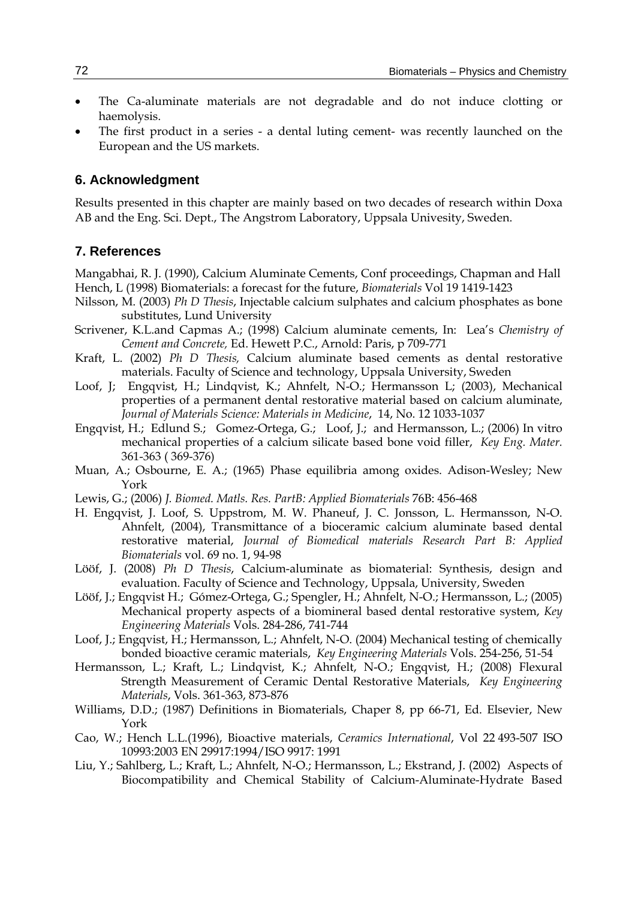- The Ca-aluminate materials are not degradable and do not induce clotting or haemolysis.
- The first product in a series - a dental luting cement- was recently launched on the European and the US markets.

## 6. Acknowledgment

Results presented in this chapter are mainly based on two decades of research within Doxa AB and the Eng. Sci. Dept., The Angstrom Laboratory, Uppsala Univesity, Sweden.

## 7. References

Mangabhai, R. J. (1990), Calcium Aluminate Cements, Conf proceedings, Chapman and Hall

Hench, L (1998) Biomaterials: a forecast for the future, *Biomaterials* Vol 19 1419-1423

Nilsson, M. (2003) *Ph D Thesis*, Injectable calcium sulphates and calcium phosphates as bone substitutes, Lund University

Scrivener, K.L.and Capmas A.; (1998) Calcium aluminate cements, In: Lea's *Chemistry of Cement and Concrete,* Ed. Hewett P.C., Arnold: Paris, p 709-771

Kraft, L. (2002) *Ph D Thesis,* Calcium aluminate based cements as dental restorative materials. Faculty of Science and technology, Uppsala University, Sweden

Loof, J; Engqvist, H.; Lindqvist, K.; Ahnfelt, N-O.; Hermansson L; (2003), Mechanical properties of a permanent dental restorative material based on calcium aluminate, *Journal of Materials Science: Materials in Medicine*, 14, No. 12 1033-1037

Engqvist, H.; Edlund S.; Gomez-Ortega, G.; Loof, J.; and Hermansson, L.; (2006) In vitro mechanical properties of a calcium silicate based bone void filler, *Key Eng. Mater.* 361-363 ( 369-376)

Muan, A.; Osbourne, E. A.; (1965) Phase equilibria among oxides. Adison-Wesley; New York

Lewis, G.; (2006) *J. Biomed. Matls. Res. PartB: Applied Biomaterials* 76B: 456-468

H. Engqvist, J. Loof, S. Uppstrom, M. W. Phaneuf, J. C. Jonsson, L. Hermansson, N-O. Ahnfelt, (2004), Transmittance of a bioceramic calcium aluminate based dental restorative material, *Journal of Biomedical materials Research Part B: Applied Biomaterials* vol. 69 no. 1, 94-98

Lööf, J. (2008) *Ph D Thesis*, Calcium-aluminate as biomaterial: Synthesis, design and evaluation. Faculty of Science and Technology, Uppsala, University, Sweden

Lööf, J.; Engqvist H.; Gómez-Ortega, G.; Spengler, H.; Ahnfelt, N-O.; Hermansson, L.; (2005) Mechanical property aspects of a biomineral based dental restorative system, *Key Engineering Materials* Vols. 284-286, 741-744

Loof, J.; Engqvist, H.; Hermansson, L.; Ahnfelt, N-O. (2004) Mechanical testing of chemically bonded bioactive ceramic materials, *Key Engineering Materials* Vols. 254-256, 51-54

Hermansson, L.; Kraft, L.; Lindqvist, K.; Ahnfelt, N-O.; Engqvist, H.; (2008) Flexural Strength Measurement of Ceramic Dental Restorative Materials, *Key Engineering Materials*, Vols. 361-363, 873-876

Williams, D.D.; (1987) Definitions in Biomaterials, Chaper 8, pp 66-71, Ed. Elsevier, New York

Cao, W.; Hench L.L.(1996), Bioactive materials, *Ceramics International*, Vol 22 493-507 ISO 10993:2003 EN 29917:1994/ISO 9917: 1991

Liu, Y.; Sahlberg, L.; Kraft, L.; Ahnfelt, N-O.; Hermansson, L.; Ekstrand, J. (2002) Aspects of Biocompatibility and Chemical Stability of Calcium-Aluminate-Hydrate Based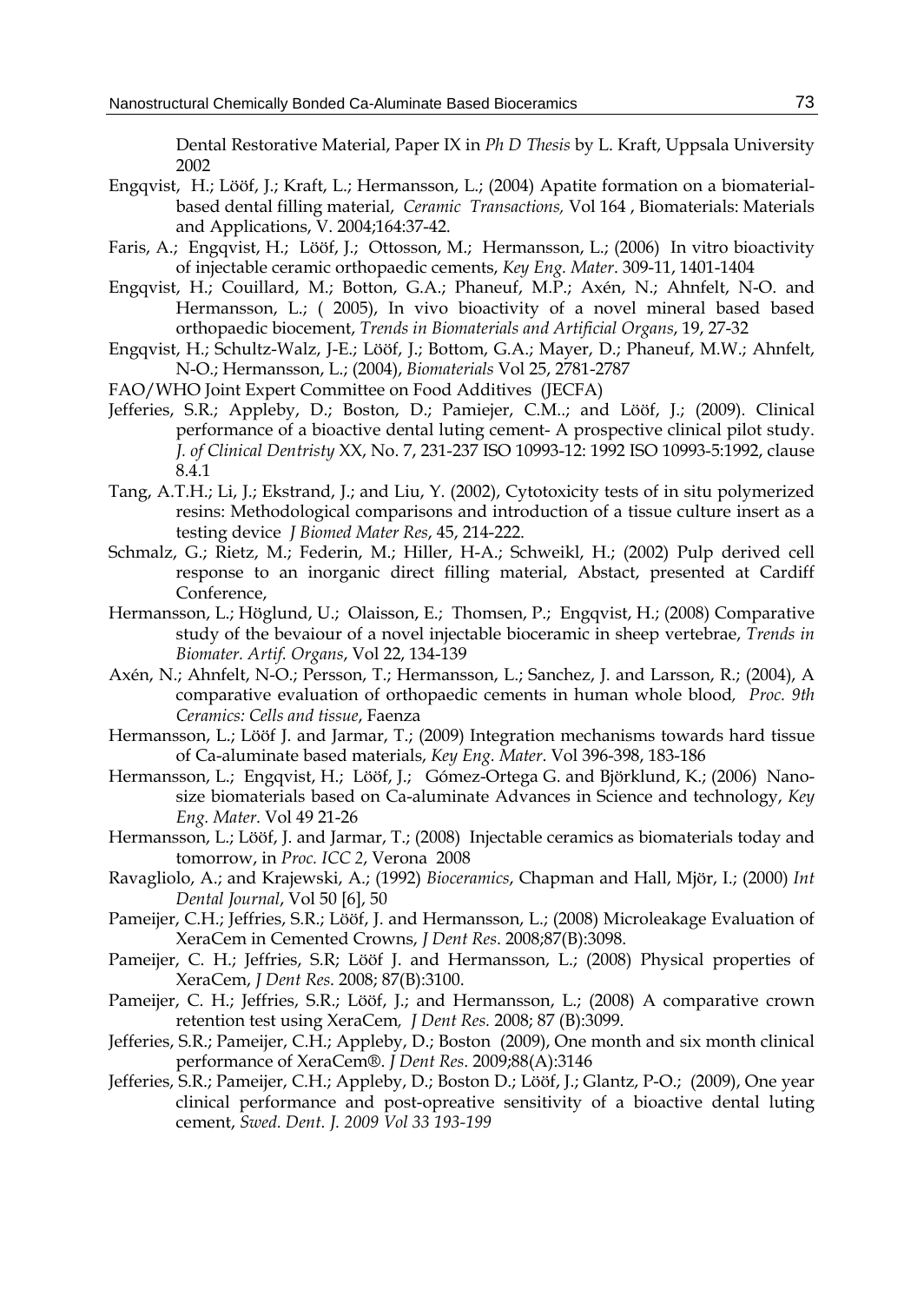Dental Restorative Material, Paper IX in *Ph D Thesis* by L. Kraft, Uppsala University 2002

Engqvist, H.; Lööf, J.; Kraft, L.; Hermansson, L.; (2004) Apatite formation on a biomaterial-based dental filling material, *Ceramic Transactions,* Vol 164 , Biomaterials: Materials and Applications, V. 2004;164:37-42.

Faris, A.; Engqvist, H.; Lööf, J.; Ottosson, M.; Hermansson, L.; (2006) In vitro bioactivity of injectable ceramic orthopaedic cements, *Key Eng. Mater*. 309-11, 1401-1404

Engqvist, H.; Couillard, M.; Botton, G.A.; Phaneuf, M.P.; Axén, N.; Ahnfelt, N-O. and Hermansson, L.; ( 2005), In vivo bioactivity of a novel mineral based based orthopaedic biocement, *Trends in Biomaterials and Artificial Organs*, 19, 27-32

Engqvist, H.; Schultz-Walz, J-E.; Lööf, J.; Bottom, G.A.; Mayer, D.; Phaneuf, M.W.; Ahnfelt, N-O.; Hermansson, L.; (2004), *Biomaterials* Vol 25, 2781-2787

FAO/WHO Joint Expert Committee on Food Additives (JECFA)

Jefferies, S.R.; Appleby, D.; Boston, D.; Pamiejer, C.M..; and Lööf, J.; (2009). Clinical performance of a bioactive dental luting cement- A prospective clinical pilot study. *J. of Clinical Dentristy* XX, No. 7, 231-237 ISO 10993-12: 1992 ISO 10993-5:1992, clause 8.4.1

Tang, A.T.H.; Li, J.; Ekstrand, J.; and Liu, Y. (2002), Cytotoxicity tests of in situ polymerized resins: Methodological comparisons and introduction of a tissue culture insert as a testing device *J Biomed Mater Res*, 45, 214-222.

Schmalz, G.; Rietz, M.; Federin, M.; Hiller, H-A.; Schweikl, H.; (2002) Pulp derived cell response to an inorganic direct filling material, Abstact, presented at Cardiff Conference,

Hermansson, L.; Höglund, U.; Olaisson, E.; Thomsen, P.; Engqvist, H.; (2008) Comparative study of the bevaiour of a novel injectable bioceramic in sheep vertebrae, *Trends in Biomater. Artif. Organs*, Vol 22, 134-139

Axén, N.; Ahnfelt, N-O.; Persson, T.; Hermansson, L.; Sanchez, J. and Larsson, R.; (2004), A comparative evaluation of orthopaedic cements in human whole blood, *Proc. 9th Ceramics: Cells and tissue*, Faenza

Hermansson, L.; Lööf J. and Jarmar, T.; (2009) Integration mechanisms towards hard tissue of Ca-aluminate based materials, *Key Eng. Mater*. Vol 396-398, 183-186

Hermansson, L.; Engqvist, H.; Lööf, J.; Gómez-Ortega G. and Björklund, K.; (2006) Nano-size biomaterials based on Ca-aluminate Advances in Science and technology, *Key Eng. Mater*. Vol 49 21-26

Hermansson, L.; Lööf, J. and Jarmar, T.; (2008) Injectable ceramics as biomaterials today and tomorrow, in *Proc. ICC 2*, Verona 2008

Ravagliolo, A.; and Krajewski, A.; (1992) *Bioceramics*, Chapman and Hall, Mjör, I.; (2000) *Int Dental Journal*, Vol 50 [6], 50

Pameijer, C.H.; Jeffries, S.R.; Lööf, J. and Hermansson, L.; (2008) Microleakage Evaluation of XeraCem in Cemented Crowns, *J Dent Res*. 2008;87(B):3098.

Pameijer, C. H.; Jeffries, S.R; Lööf J. and Hermansson, L.; (2008) Physical properties of XeraCem, *J Dent Res*. 2008; 87(B):3100.

Pameijer, C. H.; Jeffries, S.R.; Lööf, J.; and Hermansson, L.; (2008) A comparative crown retention test using XeraCem, *J Dent Res*. 2008; 87 (B):3099.

Jefferies, S.R.; Pameijer, C.H.; Appleby, D.; Boston (2009), One month and six month clinical performance of XeraCem®. *J Dent Res*. 2009;88(A):3146

Jefferies, S.R.; Pameijer, C.H.; Appleby, D.; Boston D.; Lööf, J.; Glantz, P-O.; (2009), One year clinical performance and post-opreative sensitivity of a bioactive dental luting cement, *Swed. Dent. J. 2009 Vol 33 193-199*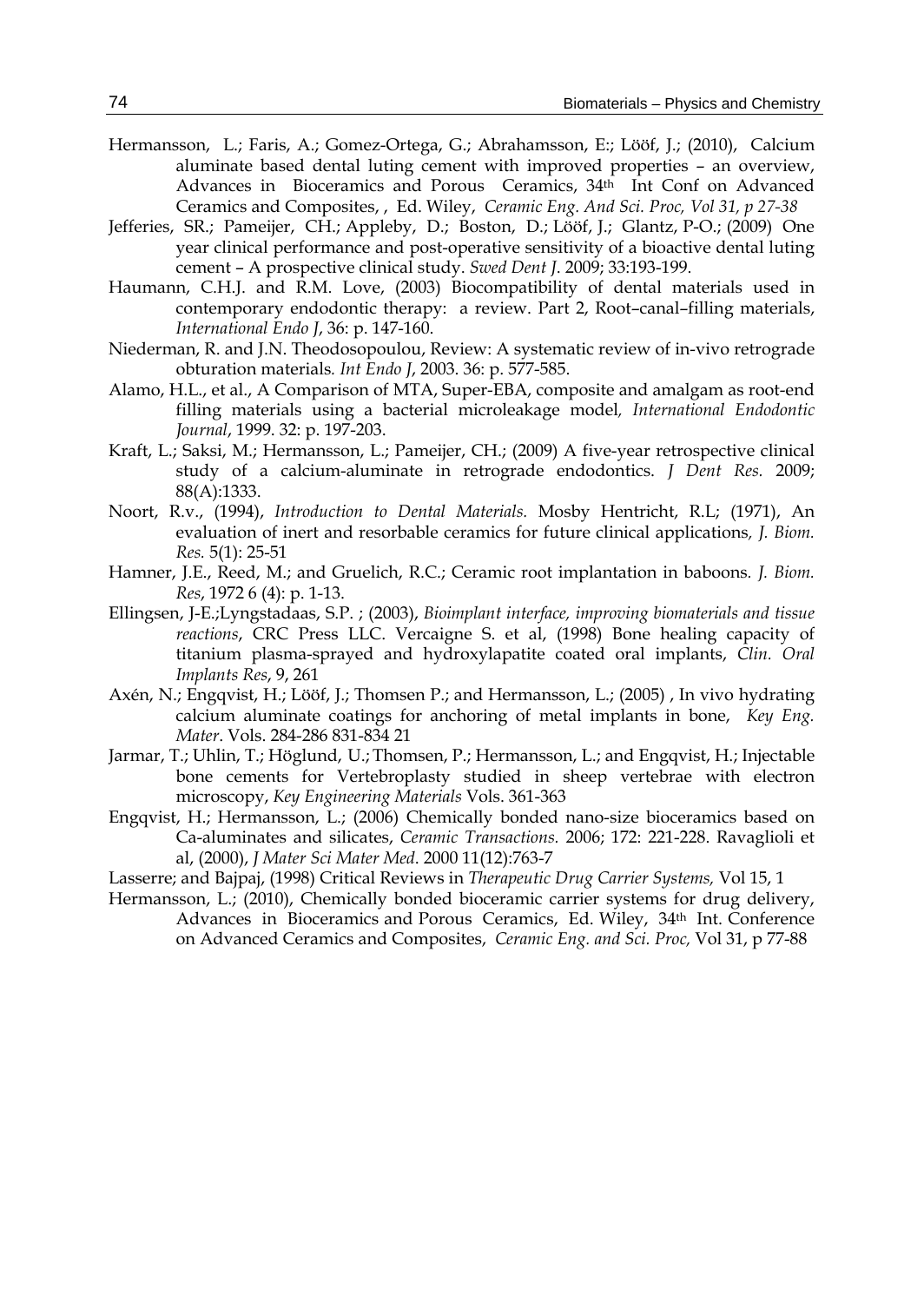Hermansson, L.; Faris, A.; Gomez-Ortega, G.; Abrahamsson, E:; Lööf, J.; (2010), Calcium aluminate based dental luting cement with improved properties – an overview, Advances in Bioceramics and Porous Ceramics, 34th Int Conf on Advanced Ceramics and Composites, , Ed. Wiley, *Ceramic Eng. And Sci. Proc, Vol 31, p 27-38*

Jefferies, SR.; Pameijer, CH.; Appleby, D.; Boston, D.; Lööf, J.; Glantz, P-O.; (2009) One year clinical performance and post-operative sensitivity of a bioactive dental luting cement – A prospective clinical study. *Swed Dent J*. 2009; 33:193-199.

Haumann, C.H.J. and R.M. Love, (2003) Biocompatibility of dental materials used in contemporary endodontic therapy: a review. Part 2, Root–canal–filling materials, *International Endo J*, 36: p. 147-160.

Niederman, R. and J.N. Theodosopoulou, Review: A systematic review of in-vivo retrograde obturation materials. *Int Endo J*, 2003. 36: p. 577-585.

Alamo, H.L., et al., A Comparison of MTA, Super-EBA, composite and amalgam as root-end filling materials using a bacterial microleakage model, *International Endodontic Journal*, 1999. 32: p. 197-203.

Kraft, L.; Saksi, M.; Hermansson, L.; Pameijer, CH.; (2009) A five-year retrospective clinical study of a calcium-aluminate in retrograde endodontics. *J Dent Res.* 2009; 88(A):1333.

Noort, R.v., (1994), *Introduction to Dental Materials.* Mosby Hentricht, R.L; (1971), An evaluation of inert and resorbable ceramics for future clinical applications, *J. Biom. Res.* 5(1): 25-51

Hamner, J.E., Reed, M.; and Gruelich, R.C.; Ceramic root implantation in baboons. *J. Biom. Res*, 1972 6 (4): p. 1-13.

Ellingsen, J-E.;Lyngstadaas, S.P. ; (2003), *Bioimplant interface, improving biomaterials and tissue reactions*, CRC Press LLC. Vercaigne S. et al, (1998) Bone healing capacity of titanium plasma-sprayed and hydroxylapatite coated oral implants, *Clin. Oral Implants Res*, 9, 261

Axén, N.; Engqvist, H.; Lööf, J.; Thomsen P.; and Hermansson, L.; (2005) , In vivo hydrating calcium aluminate coatings for anchoring of metal implants in bone, *Key Eng. Mater*. Vols. 284-286 831-834 21

Jarmar, T.; Uhlin, T.; Höglund, U.; Thomsen, P.; Hermansson, L.; and Engqvist, H.; Injectable bone cements for Vertebroplasty studied in sheep vertebrae with electron microscopy, *Key Engineering Materials* Vols. 361-363

Engqvist, H.; Hermansson, L.; (2006) Chemically bonded nano-size bioceramics based on Ca-aluminates and silicates, *Ceramic Transactions.* 2006; 172: 221-228. Ravaglioli et al, (2000), *J Mater Sci Mater Med*. 2000 11(12):763-7

Lasserre; and Bajpaj, (1998) Critical Reviews in *Therapeutic Drug Carrier Systems,* Vol 15, 1

Hermansson, L.; (2010), Chemically bonded bioceramic carrier systems for drug delivery, Advances in Bioceramics and Porous Ceramics, Ed. Wiley, 34th Int. Conference on Advanced Ceramics and Composites, *Ceramic Eng. and Sci. Proc,* Vol 31, p 77-88